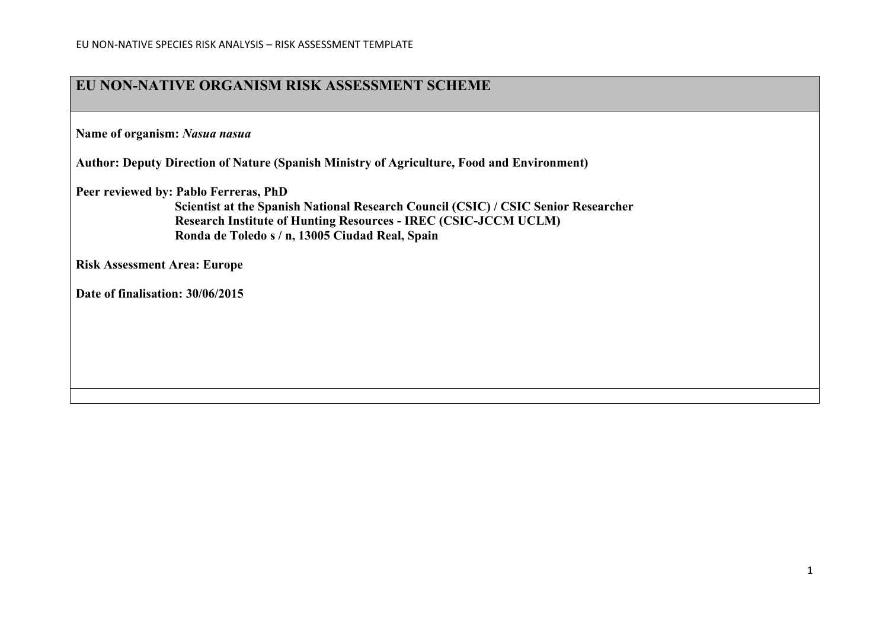# EU NON-NATIVE ORGANISM RISK ASSESSMENT SCHEME

**Name of organism:** ***Nasua nasua***

**Author: Deputy Direction of Nature (Spanish Ministry of Agriculture, Food and Environment)**

**Peer reviewed by: Pablo Ferreras, PhD**
**Scientist at the Spanish National Research Council (CSIC) / CSIC Senior Researcher**
**Research Institute of Hunting Resources - IREC (CSIC-JCCM UCLM)**
**Ronda de Toledo s / n, 13005 Ciudad Real, Spain**

**Risk Assessment Area: Europe**

**Date of finalisation: 30/06/2015**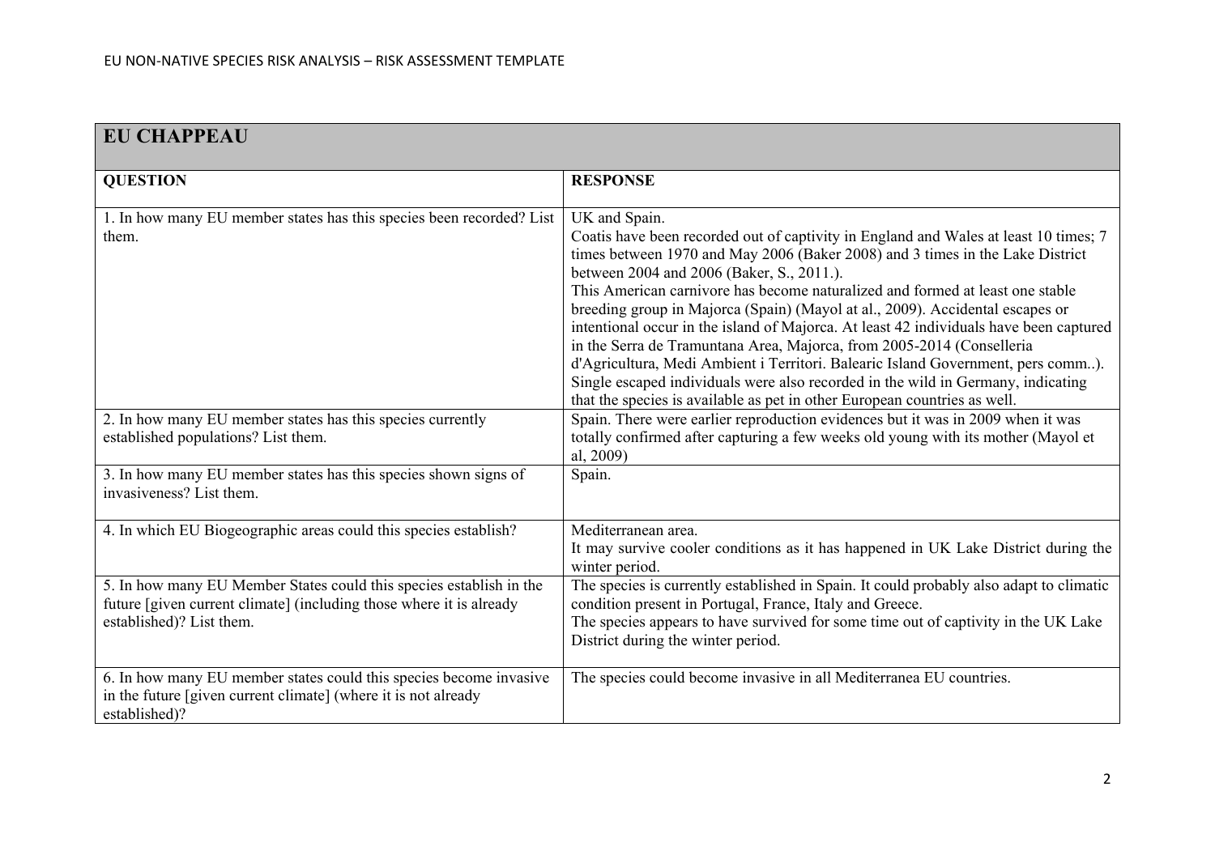## EU CHAPPEAU

| QUESTION | RESPONSE |
|---|---|
| 1. In how many EU member states has this species been recorded? List them. | UK and Spain.<br>Coatis have been recorded out of captivity in England and Wales at least 10 times; 7 times between 1970 and May 2006 (Baker 2008) and 3 times in the Lake District between 2004 and 2006 (Baker, S., 2011.).<br>This American carnivore has become naturalized and formed at least one stable breeding group in Majorca (Spain) (Mayol at al., 2009). Accidental escapes or intentional occur in the island of Majorca. At least 42 individuals have been captured in the Serra de Tramuntana Area, Majorca, from 2005-2014 (Conselleria d'Agricultura, Medi Ambient i Territori. Balearic Island Government, pers comm..).<br>Single escaped individuals were also recorded in the wild in Germany, indicating that the species is available as pet in other European countries as well. |
| 2. In how many EU member states has this species currently established populations? List them. | Spain. There were earlier reproduction evidences but it was in 2009 when it was totally confirmed after capturing a few weeks old young with its mother (Mayol et al, 2009) |
| 3. In how many EU member states has this species shown signs of invasiveness? List them. | Spain. |
| 4. In which EU Biogeographic areas could this species establish? | Mediterranean area.<br>It may survive cooler conditions as it has happened in UK Lake District during the winter period. |
| 5. In how many EU Member States could this species establish in the future [given current climate] (including those where it is already established)? List them. | The species is currently established in Spain. It could probably also adapt to climatic condition present in Portugal, France, Italy and Greece.<br>The species appears to have survived for some time out of captivity in the UK Lake District during the winter period. |
| 6. In how many EU member states could this species become invasive in the future [given current climate] (where it is not already established)? | The species could become invasive in all Mediterranea EU countries. |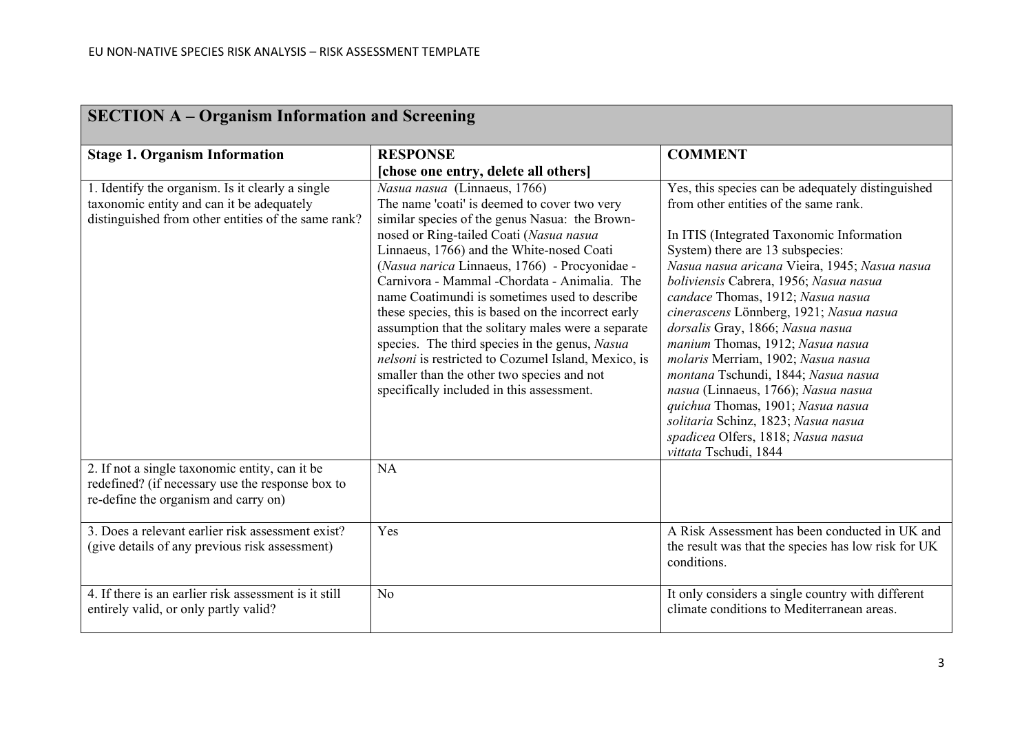| **SECTION A – Organism Information and Screening** | | |
|---|---|---|
| **Stage 1. Organism Information** | **RESPONSE** **[chose one entry, delete all others]** | **COMMENT** |
| 1. Identify the organism. Is it clearly a single taxonomic entity and can it be adequately distinguished from other entities of the same rank? | *Nasua nasua* (Linnaeus, 1766) The name 'coati' is deemed to cover two very similar species of the genus Nasua: the Brown-nosed or Ring-tailed Coati (*Nasua nasua* Linnaeus, 1766) and the White-nosed Coati (*Nasua narica* Linnaeus, 1766) - Procyonidae - Carnivora - Mammal -Chordata - Animalia. The name Coatimundi is sometimes used to describe these species, this is based on the incorrect early assumption that the solitary males were a separate species. The third species in the genus, *Nasua nelsoni* is restricted to Cozumel Island, Mexico, is smaller than the other two species and not specifically included in this assessment. | Yes, this species can be adequately distinguished from other entities of the same rank. <br><br> In ITIS (Integrated Taxonomic Information System) there are 13 subspecies: *Nasua nasua aricana* Vieira, 1945; *Nasua nasua boliviensis* Cabrera, 1956; *Nasua nasua candace* Thomas, 1912; *Nasua nasua cinerascens* Lönnberg, 1921; *Nasua nasua dorsalis* Gray, 1866; *Nasua nasua manium* Thomas, 1912; *Nasua nasua molaris* Merriam, 1902; *Nasua nasua montana* Tschundi, 1844; *Nasua nasua nasua* (Linnaeus, 1766); *Nasua nasua quichua* Thomas, 1901; *Nasua nasua solitaria* Schinz, 1823; *Nasua nasua spadicea* Olfers, 1818; *Nasua nasua vittata* Tschudi, 1844 |
| 2. If not a single taxonomic entity, can it be redefined? (if necessary use the response box to re-define the organism and carry on) | NA | |
| 3. Does a relevant earlier risk assessment exist? (give details of any previous risk assessment) | Yes | A Risk Assessment has been conducted in UK and the result was that the species has low risk for UK conditions. |
| 4. If there is an earlier risk assessment is it still entirely valid, or only partly valid? | No | It only considers a single country with different climate conditions to Mediterranean areas. |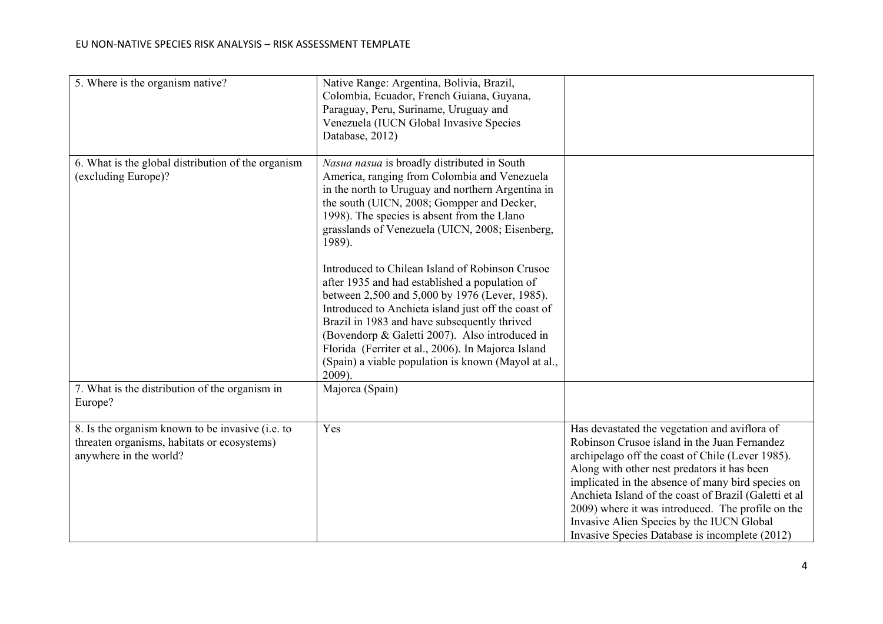| | | |
|---|---|---|
| 5. Where is the organism native? | Native Range: Argentina, Bolivia, Brazil, Colombia, Ecuador, French Guiana, Guyana, Paraguay, Peru, Suriname, Uruguay and Venezuela (IUCN Global Invasive Species Database, 2012) | |
| 6. What is the global distribution of the organism (excluding Europe)? | *Nasua nasua* is broadly distributed in South America, ranging from Colombia and Venezuela in the north to Uruguay and northern Argentina in the south (UICN, 2008; Gompper and Decker, 1998). The species is absent from the Llano grasslands of Venezuela (UICN, 2008; Eisenberg, 1989).<br><br>Introduced to Chilean Island of Robinson Crusoe after 1935 and had established a population of between 2,500 and 5,000 by 1976 (Lever, 1985). Introduced to Anchieta island just off the coast of Brazil in 1983 and have subsequently thrived (Bovendorp & Galetti 2007). Also introduced in Florida (Ferriter et al., 2006). In Majorca Island (Spain) a viable population is known (Mayol at al., 2009). | |
| 7. What is the distribution of the organism in Europe? | Majorca (Spain) | |
| 8. Is the organism known to be invasive (i.e. to threaten organisms, habitats or ecosystems) anywhere in the world? | Yes | Has devastated the vegetation and aviflora of Robinson Crusoe island in the Juan Fernandez archipelago off the coast of Chile (Lever 1985). Along with other nest predators it has been implicated in the absence of many bird species on Anchieta Island of the coast of Brazil (Galetti et al 2009) where it was introduced. The profile on the Invasive Alien Species by the IUCN Global Invasive Species Database is incomplete (2012) |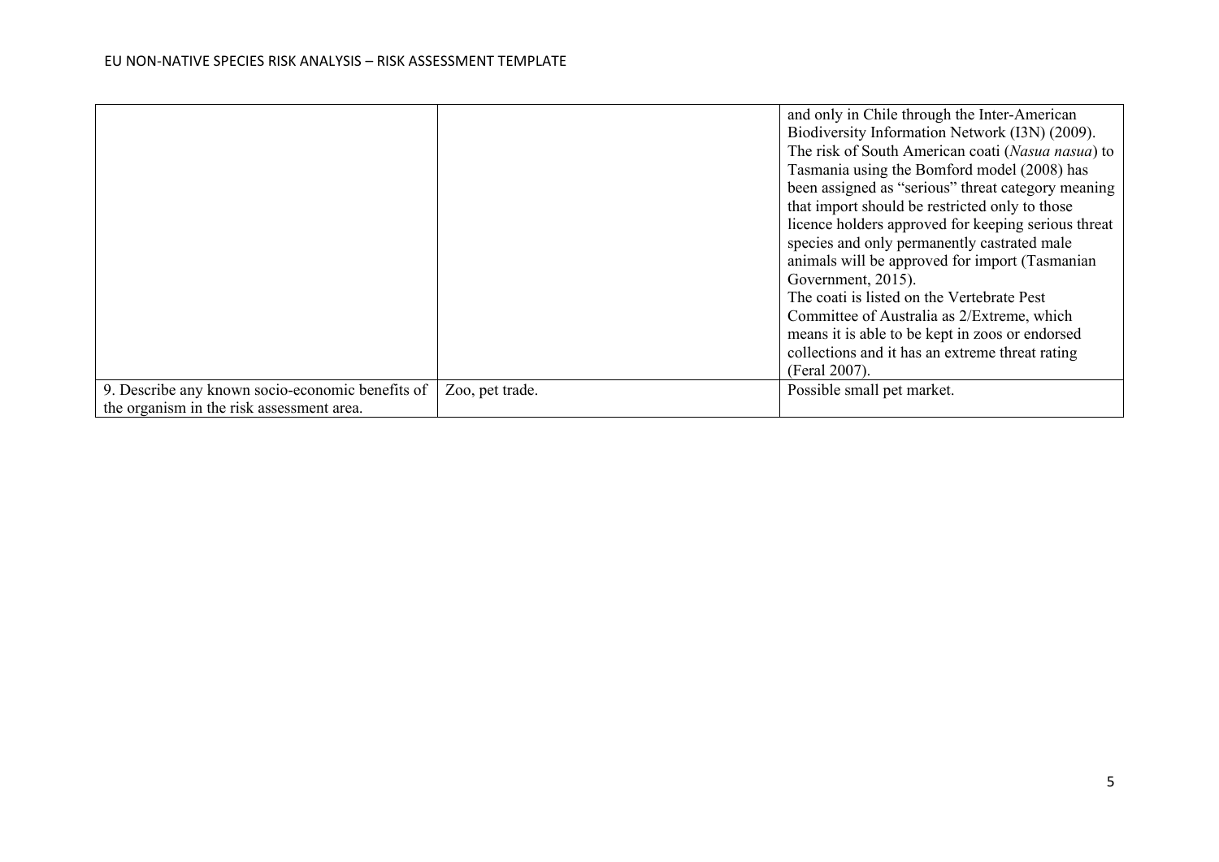| | | |
|---|---|---|
| | | and only in Chile through the Inter-American Biodiversity Information Network (I3N) (2009). The risk of South American coati (*Nasua nasua*) to Tasmania using the Bomford model (2008) has been assigned as "serious" threat category meaning that import should be restricted only to those licence holders approved for keeping serious threat species and only permanently castrated male animals will be approved for import (Tasmanian Government, 2015). The coati is listed on the Vertebrate Pest Committee of Australia as 2/Extreme, which means it is able to be kept in zoos or endorsed collections and it has an extreme threat rating (Feral 2007). |
| 9. Describe any known socio-economic benefits of the organism in the risk assessment area. | Zoo, pet trade. | Possible small pet market. |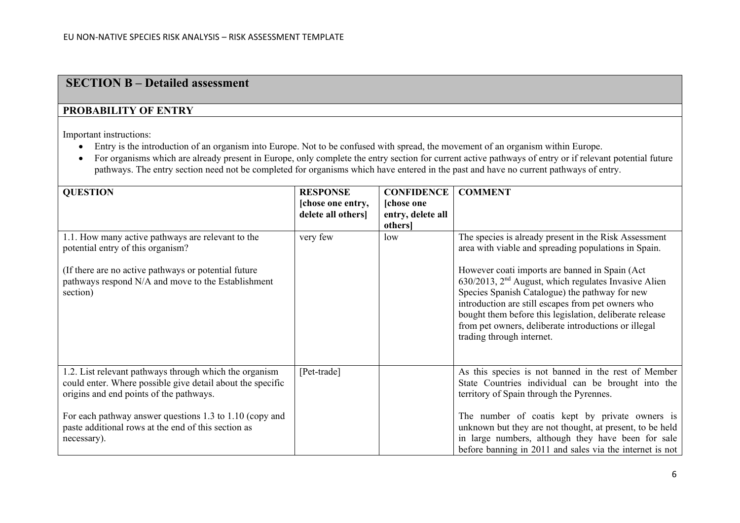## SECTION B – Detailed assessment

### PROBABILITY OF ENTRY

Important instructions:

- Entry is the introduction of an organism into Europe. Not to be confused with spread, the movement of an organism within Europe.
- For organisms which are already present in Europe, only complete the entry section for current active pathways of entry or if relevant potential future pathways. The entry section need not be completed for organisms which have entered in the past and have no current pathways of entry.

| QUESTION | RESPONSE [chose one entry, delete all others] | CONFIDENCE [chose one entry, delete all others] | COMMENT |
|---|---|---|---|
| 1.1. How many active pathways are relevant to the potential entry of this organism?<br><br>(If there are no active pathways or potential future pathways respond N/A and move to the Establishment section) | very few | low | The species is already present in the Risk Assessment area with viable and spreading populations in Spain.<br><br>However coati imports are banned in Spain (Act 630/2013, 2nd August, which regulates Invasive Alien Species Spanish Catalogue) the pathway for new introduction are still escapes from pet owners who bought them before this legislation, deliberate release from pet owners, deliberate introductions or illegal trading through internet. |
| 1.2. List relevant pathways through which the organism could enter. Where possible give detail about the specific origins and end points of the pathways.<br><br>For each pathway answer questions 1.3 to 1.10 (copy and paste additional rows at the end of this section as necessary). | [Pet-trade] | | As this species is not banned in the rest of Member State Countries individual can be brought into the territory of Spain through the Pyrennes.<br><br>The number of coatis kept by private owners is unknown but they are not thought, at present, to be held in large numbers, although they have been for sale before banning in 2011 and sales via the internet is not |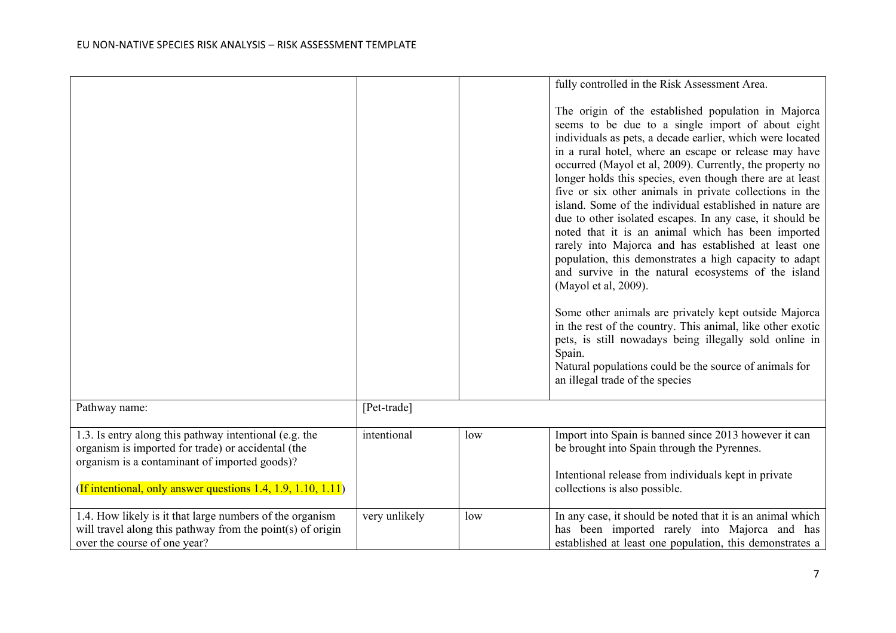| | | | |
|---|---|---|---|
| | | | fully controlled in the Risk Assessment Area.<br><br>The origin of the established population in Majorca seems to be due to a single import of about eight individuals as pets, a decade earlier, which were located in a rural hotel, where an escape or release may have occurred (Mayol et al, 2009). Currently, the property no longer holds this species, even though there are at least five or six other animals in private collections in the island. Some of the individual established in nature are due to other isolated escapes. In any case, it should be noted that it is an animal which has been imported rarely into Majorca and has established at least one population, this demonstrates a high capacity to adapt and survive in the natural ecosystems of the island (Mayol et al, 2009).<br><br>Some other animals are privately kept outside Majorca in the rest of the country. This animal, like other exotic pets, is still nowadays being illegally sold online in Spain.<br>Natural populations could be the source of animals for an illegal trade of the species |
| Pathway name: | [Pet-trade] | | |
| 1.3. Is entry along this pathway intentional (e.g. the organism is imported for trade) or accidental (the organism is a contaminant of imported goods)?<br><br>(If intentional, only answer questions 1.4, 1.9, 1.10, 1.11) | intentional | low | Import into Spain is banned since 2013 however it can be brought into Spain through the Pyrennes.<br><br>Intentional release from individuals kept in private collections is also possible. |
| 1.4. How likely is it that large numbers of the organism will travel along this pathway from the point(s) of origin over the course of one year? | very unlikely | low | In any case, it should be noted that it is an animal which has been imported rarely into Majorca and has established at least one population, this demonstrates a |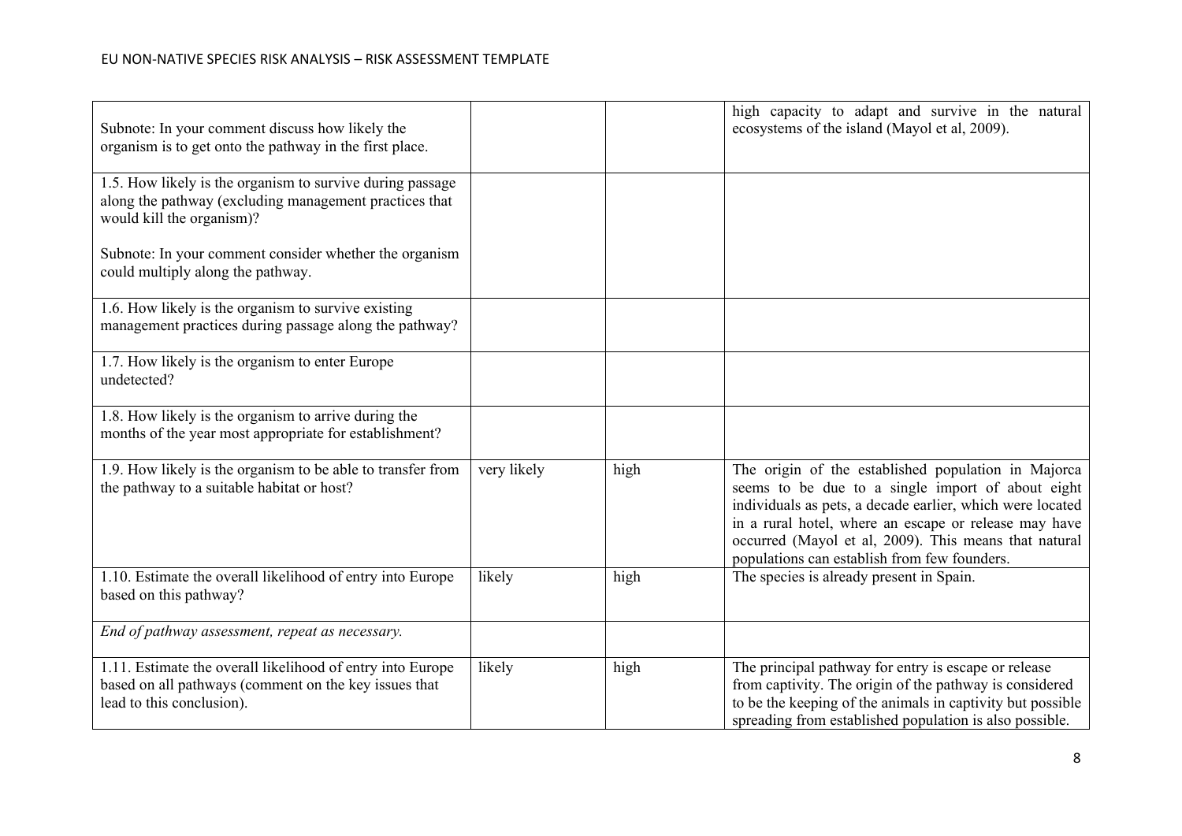| | | | |
|---|---|---|---|
| Subnote: In your comment discuss how likely the organism is to get onto the pathway in the first place. | | | high capacity to adapt and survive in the natural ecosystems of the island (Mayol et al, 2009). |
| 1.5. How likely is the organism to survive during passage along the pathway (excluding management practices that would kill the organism)?<br><br>Subnote: In your comment consider whether the organism could multiply along the pathway. | | | |
| 1.6. How likely is the organism to survive existing management practices during passage along the pathway? | | | |
| 1.7. How likely is the organism to enter Europe undetected? | | | |
| 1.8. How likely is the organism to arrive during the months of the year most appropriate for establishment? | | | |
| 1.9. How likely is the organism to be able to transfer from the pathway to a suitable habitat or host? | very likely | high | The origin of the established population in Majorca seems to be due to a single import of about eight individuals as pets, a decade earlier, which were located in a rural hotel, where an escape or release may have occurred (Mayol et al, 2009). This means that natural populations can establish from few founders. |
| 1.10. Estimate the overall likelihood of entry into Europe based on this pathway? | likely | high | The species is already present in Spain. |
| *End of pathway assessment, repeat as necessary.* | | | |
| 1.11. Estimate the overall likelihood of entry into Europe based on all pathways (comment on the key issues that lead to this conclusion). | likely | high | The principal pathway for entry is escape or release from captivity. The origin of the pathway is considered to be the keeping of the animals in captivity but possible spreading from established population is also possible. |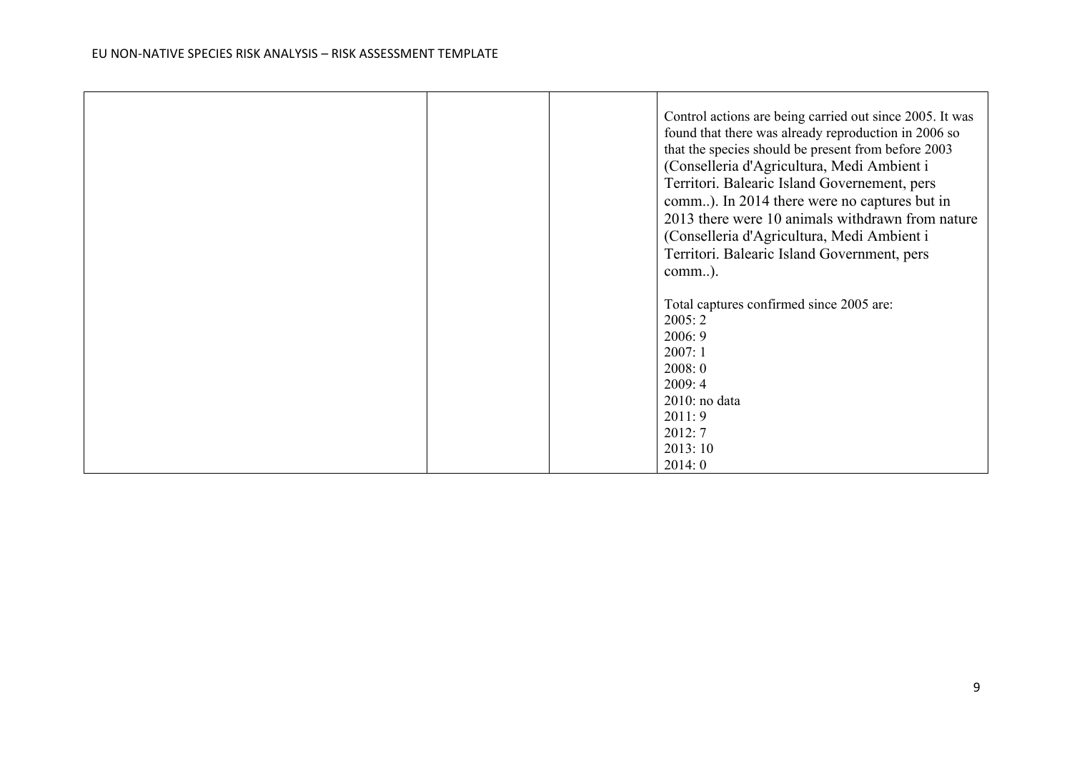| | | | |
|---|---|---|---|
| | | | Control actions are being carried out since 2005. It was found that there was already reproduction in 2006 so that the species should be present from before 2003 (Conselleria d'Agricultura, Medi Ambient i Territori. Balearic Island Governement, pers comm..). In 2014 there were no captures but in 2013 there were 10 animals withdrawn from nature (Conselleria d'Agricultura, Medi Ambient i Territori. Balearic Island Government, pers comm..).<br><br>Total captures confirmed since 2005 are:<br>2005: 2<br>2006: 9<br>2007: 1<br>2008: 0<br>2009: 4<br>2010: no data<br>2011: 9<br>2012: 7<br>2013: 10<br>2014: 0 |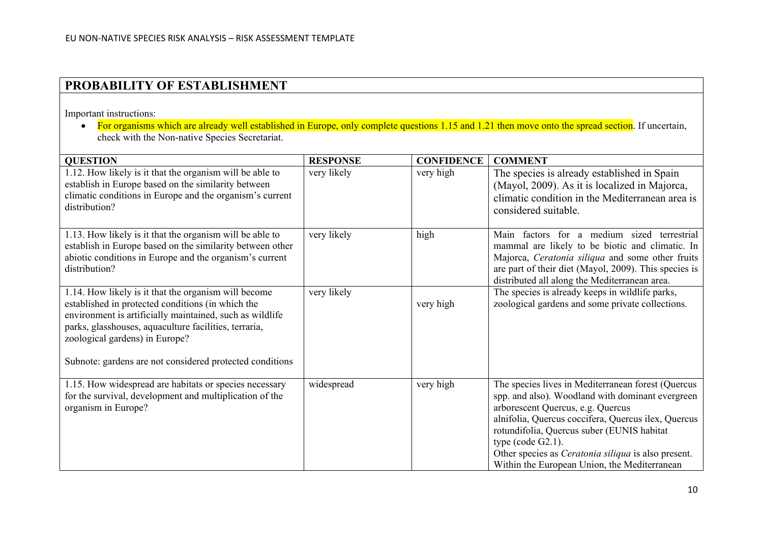## PROBABILITY OF ESTABLISHMENT

Important instructions:

- For organisms which are already well established in Europe, only complete questions 1.15 and 1.21 then move onto the spread section. If uncertain, check with the Non-native Species Secretariat.

| QUESTION | RESPONSE | CONFIDENCE | COMMENT |
|---|---|---|---|
| 1.12. How likely is it that the organism will be able to establish in Europe based on the similarity between climatic conditions in Europe and the organism's current distribution? | very likely | very high | The species is already established in Spain (Mayol, 2009). As it is localized in Majorca, climatic condition in the Mediterranean area is considered suitable. |
| 1.13. How likely is it that the organism will be able to establish in Europe based on the similarity between other abiotic conditions in Europe and the organism's current distribution? | very likely | high | Main factors for a medium sized terrestrial mammal are likely to be biotic and climatic. In Majorca, *Ceratonia siliqua* and some other fruits are part of their diet (Mayol, 2009). This species is distributed all along the Mediterranean area. |
| 1.14. How likely is it that the organism will become established in protected conditions (in which the environment is artificially maintained, such as wildlife parks, glasshouses, aquaculture facilities, terraria, zoological gardens) in Europe?<br><br>Subnote: gardens are not considered protected conditions | very likely | very high | The species is already keeps in wildlife parks, zoological gardens and some private collections. |
| 1.15. How widespread are habitats or species necessary for the survival, development and multiplication of the organism in Europe? | widespread | very high | The species lives in Mediterranean forest (Quercus spp. and also). Woodland with dominant evergreen arborescent Quercus, e.g. Quercus alnifolia, Quercus coccifera, Quercus ilex, Quercus rotundifolia, Quercus suber (EUNIS habitat type (code G2.1).<br>Other species as *Ceratonia siliqua* is also present.<br>Within the European Union, the Mediterranean |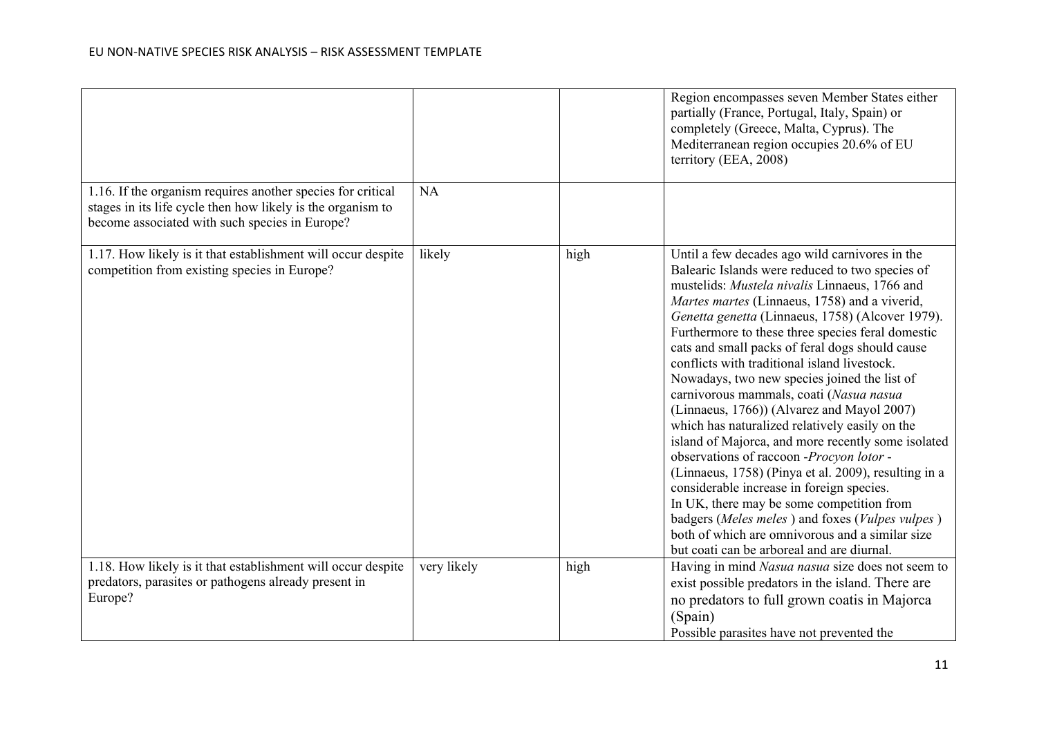| | | | |
|---|---|---|---|
| | | | Region encompasses seven Member States either partially (France, Portugal, Italy, Spain) or completely (Greece, Malta, Cyprus). The Mediterranean region occupies 20.6% of EU territory (EEA, 2008) |
| 1.16. If the organism requires another species for critical stages in its life cycle then how likely is the organism to become associated with such species in Europe? | NA | | |
| 1.17. How likely is it that establishment will occur despite competition from existing species in Europe? | likely | high | Until a few decades ago wild carnivores in the Balearic Islands were reduced to two species of mustelids: *Mustela nivalis* Linnaeus, 1766 and *Martes martes* (Linnaeus, 1758) and a viverid, *Genetta genetta* (Linnaeus, 1758) (Alcover 1979). Furthermore to these three species feral domestic cats and small packs of feral dogs should cause conflicts with traditional island livestock. Nowadays, two new species joined the list of carnivorous mammals, coati (*Nasua nasua* (Linnaeus, 1766)) (Alvarez and Mayol 2007) which has naturalized relatively easily on the island of Majorca, and more recently some isolated observations of raccoon -*Procyon lotor* - (Linnaeus, 1758) (Pinya et al. 2009), resulting in a considerable increase in foreign species. In UK, there may be some competition from badgers (*Meles meles* ) and foxes (*Vulpes vulpes* ) both of which are omnivorous and a similar size but coati can be arboreal and are diurnal. |
| 1.18. How likely is it that establishment will occur despite predators, parasites or pathogens already present in Europe? | very likely | high | Having in mind *Nasua nasua* size does not seem to exist possible predators in the island. There are no predators to full grown coatis in Majorca (Spain) Possible parasites have not prevented the |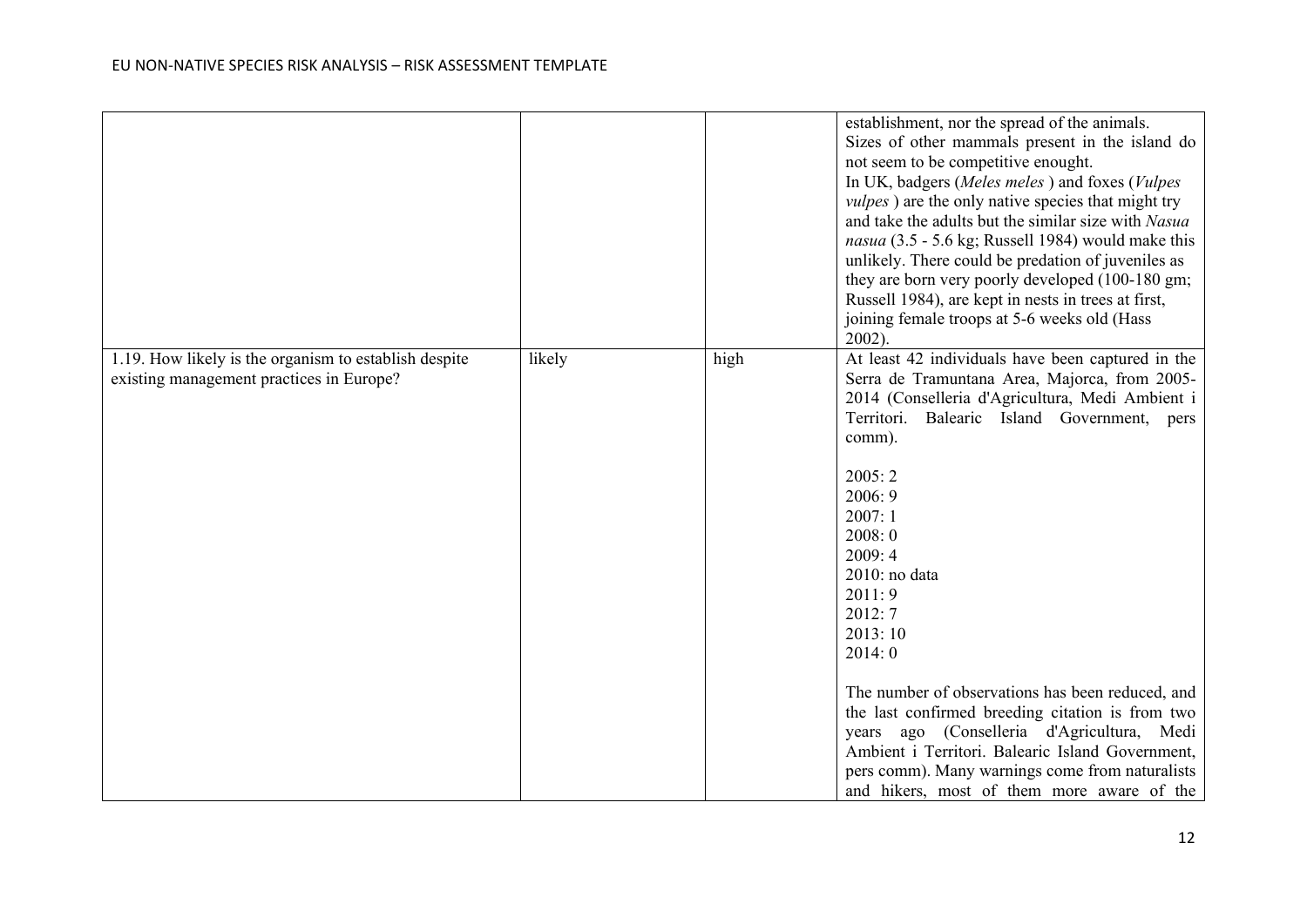| | | | |
|---|---|---|---|
| | | | establishment, nor the spread of the animals.<br>Sizes of other mammals present in the island do not seem to be competitive enought.<br>In UK, badgers (*Meles meles* ) and foxes (*Vulpes vulpes* ) are the only native species that might try and take the adults but the similar size with *Nasua nasua* (3.5 - 5.6 kg; Russell 1984) would make this unlikely. There could be predation of juveniles as they are born very poorly developed (100-180 gm; Russell 1984), are kept in nests in trees at first, joining female troops at 5-6 weeks old (Hass 2002). |
| 1.19. How likely is the organism to establish despite existing management practices in Europe? | likely | high | At least 42 individuals have been captured in the Serra de Tramuntana Area, Majorca, from 2005-2014 (Conselleria d'Agricultura, Medi Ambient i Territori. Balearic Island Government, pers comm).<br><br>2005: 2<br>2006: 9<br>2007: 1<br>2008: 0<br>2009: 4<br>2010: no data<br>2011: 9<br>2012: 7<br>2013: 10<br>2014: 0<br><br>The number of observations has been reduced, and the last confirmed breeding citation is from two years ago (Conselleria d'Agricultura, Medi Ambient i Territori. Balearic Island Government, pers comm). Many warnings come from naturalists and hikers, most of them more aware of the |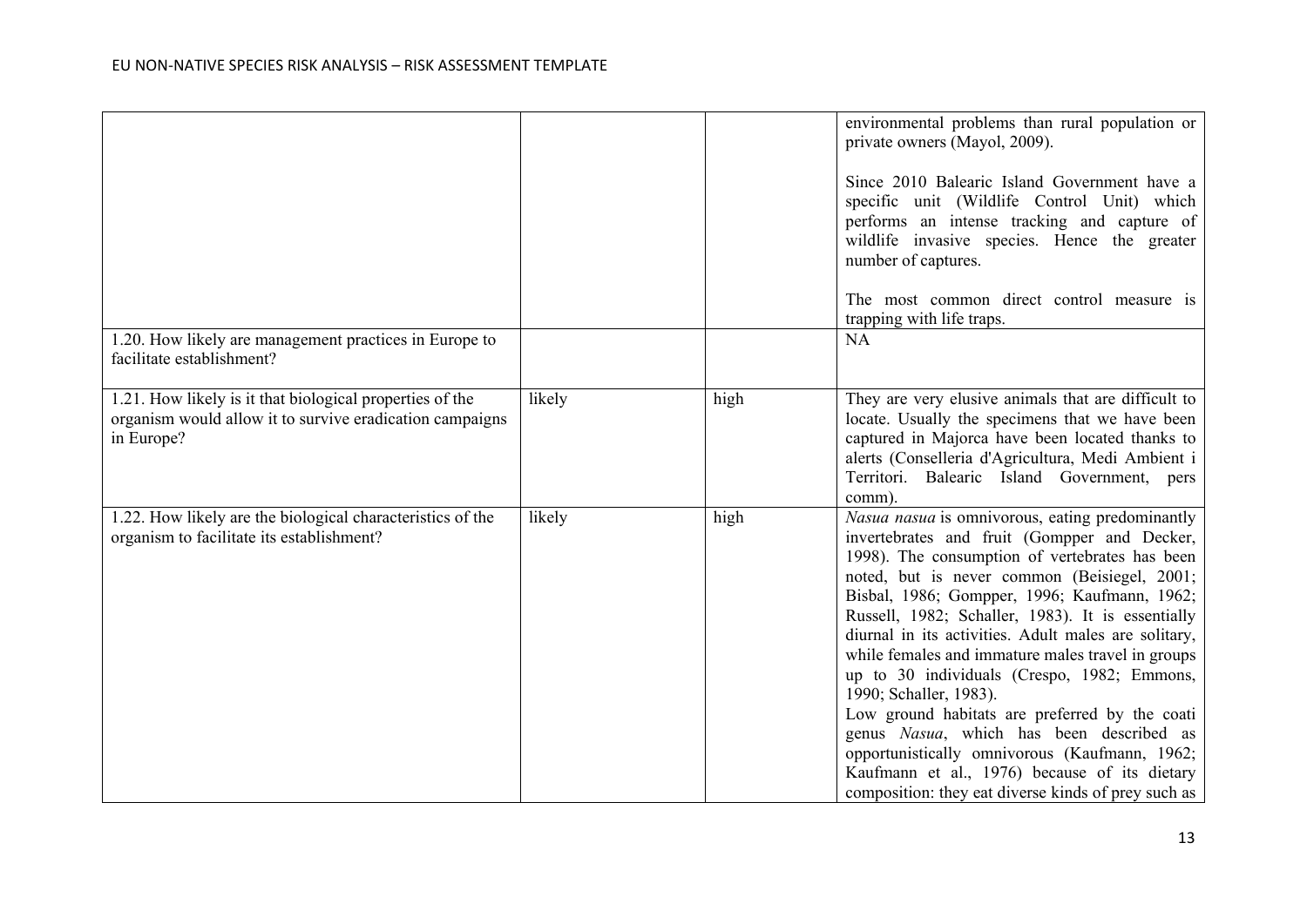| | | | |
|---|---|---|---|
| | | | environmental problems than rural population or private owners (Mayol, 2009).<br><br>Since 2010 Balearic Island Government have a specific unit (Wildlife Control Unit) which performs an intense tracking and capture of wildlife invasive species. Hence the greater number of captures.<br><br>The most common direct control measure is trapping with life traps. |
| 1.20. How likely are management practices in Europe to facilitate establishment? | | | NA |
| 1.21. How likely is it that biological properties of the organism would allow it to survive eradication campaigns in Europe? | likely | high | They are very elusive animals that are difficult to locate. Usually the specimens that we have been captured in Majorca have been located thanks to alerts (Conselleria d'Agricultura, Medi Ambient i Territori. Balearic Island Government, pers comm). |
| 1.22. How likely are the biological characteristics of the organism to facilitate its establishment? | likely | high | *Nasua nasua* is omnivorous, eating predominantly invertebrates and fruit (Gompper and Decker, 1998). The consumption of vertebrates has been noted, but is never common (Beisiegel, 2001; Bisbal, 1986; Gompper, 1996; Kaufmann, 1962; Russell, 1982; Schaller, 1983). It is essentially diurnal in its activities. Adult males are solitary, while females and immature males travel in groups up to 30 individuals (Crespo, 1982; Emmons, 1990; Schaller, 1983).<br>Low ground habitats are preferred by the coati genus *Nasua*, which has been described as opportunistically omnivorous (Kaufmann, 1962; Kaufmann et al., 1976) because of its dietary composition: they eat diverse kinds of prey such as |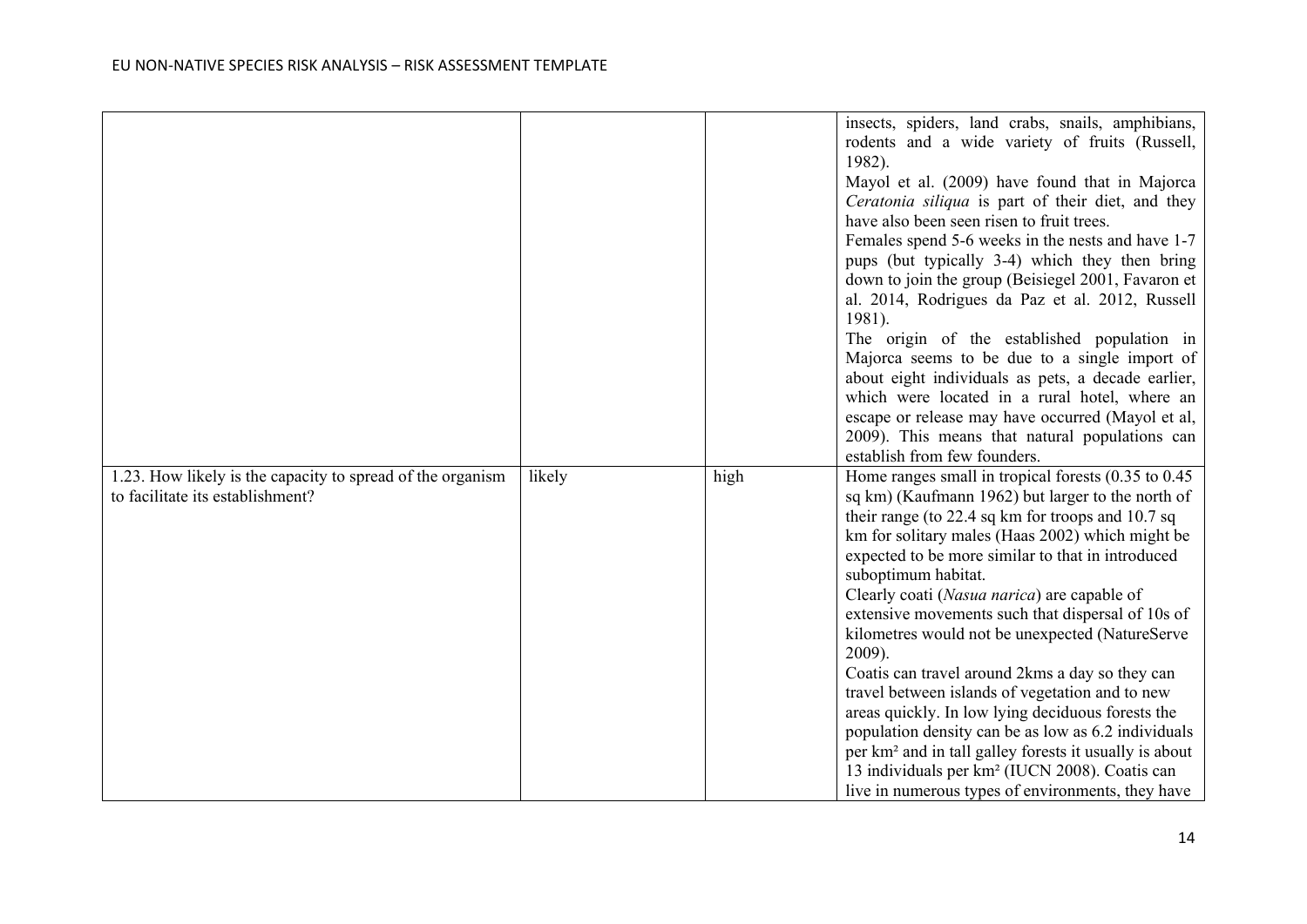| | | | |
|---|---|---|---|
| | | | insects, spiders, land crabs, snails, amphibians, rodents and a wide variety of fruits (Russell, 1982).<br>Mayol et al. (2009) have found that in Majorca *Ceratonia siliqua* is part of their diet, and they have also been seen risen to fruit trees.<br>Females spend 5-6 weeks in the nests and have 1-7 pups (but typically 3-4) which they then bring down to join the group (Beisiegel 2001, Favaron et al. 2014, Rodrigues da Paz et al. 2012, Russell 1981).<br>The origin of the established population in Majorca seems to be due to a single import of about eight individuals as pets, a decade earlier, which were located in a rural hotel, where an escape or release may have occurred (Mayol et al, 2009). This means that natural populations can establish from few founders. |
| 1.23. How likely is the capacity to spread of the organism to facilitate its establishment? | likely | high | Home ranges small in tropical forests (0.35 to 0.45 sq km) (Kaufmann 1962) but larger to the north of their range (to 22.4 sq km for troops and 10.7 sq km for solitary males (Haas 2002) which might be expected to be more similar to that in introduced suboptimum habitat.<br>Clearly coati (*Nasua narica*) are capable of extensive movements such that dispersal of 10s of kilometres would not be unexpected (NatureServe 2009).<br>Coatis can travel around 2kms a day so they can travel between islands of vegetation and to new areas quickly. In low lying deciduous forests the population density can be as low as 6.2 individuals per km² and in tall galley forests it usually is about 13 individuals per km² (IUCN 2008). Coatis can live in numerous types of environments, they have |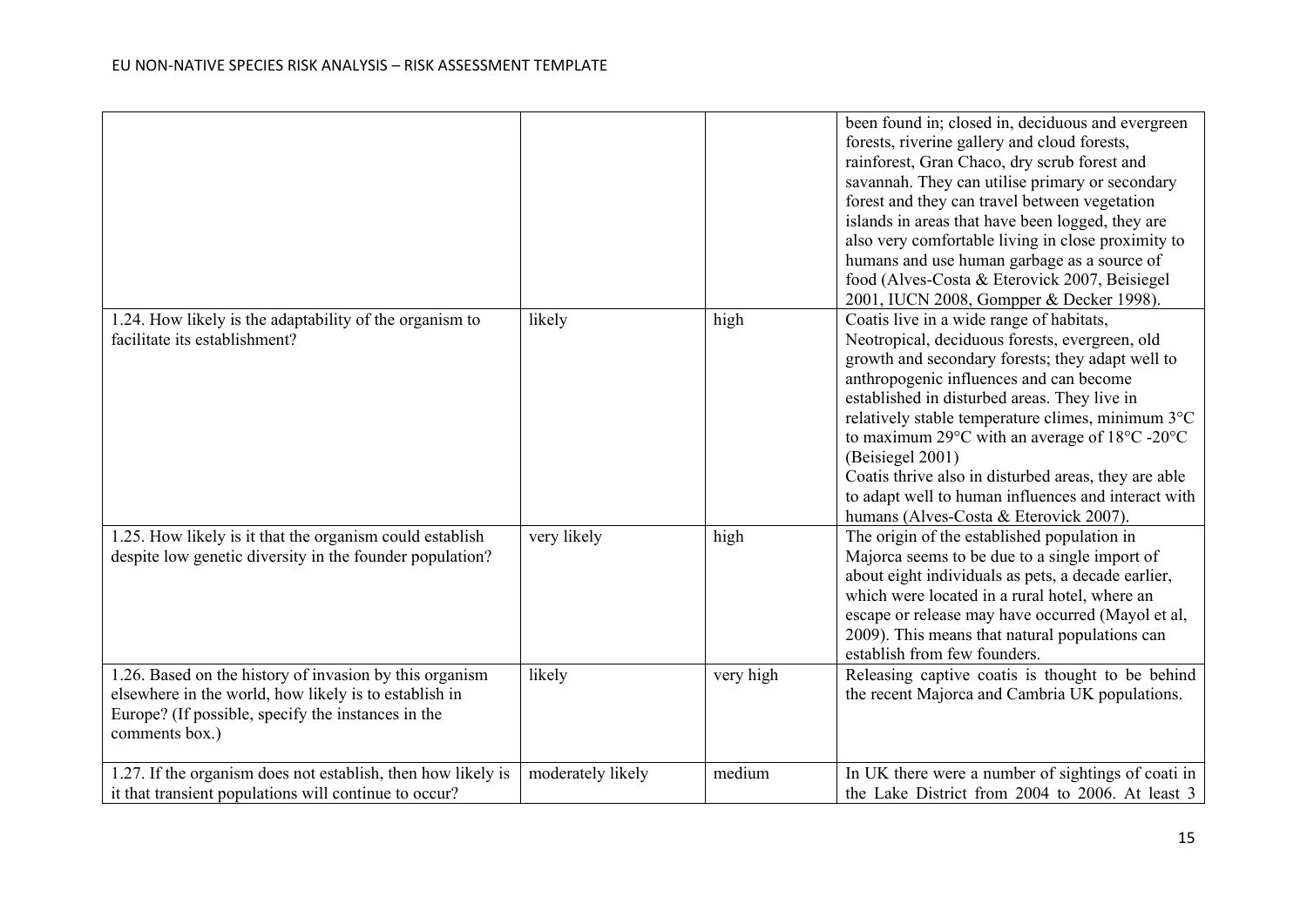| | | | |
|---|---|---|---|
| | | | been found in; closed in, deciduous and evergreen forests, riverine gallery and cloud forests, rainforest, Gran Chaco, dry scrub forest and savannah. They can utilise primary or secondary forest and they can travel between vegetation islands in areas that have been logged, they are also very comfortable living in close proximity to humans and use human garbage as a source of food (Alves-Costa & Eterovick 2007, Beisiegel 2001, IUCN 2008, Gompper & Decker 1998). |
| 1.24. How likely is the adaptability of the organism to facilitate its establishment? | likely | high | Coatis live in a wide range of habitats, Neotropical, deciduous forests, evergreen, old growth and secondary forests; they adapt well to anthropogenic influences and can become established in disturbed areas. They live in relatively stable temperature climes, minimum 3°C to maximum 29°C with an average of 18°C -20°C (Beisiegel 2001) Coatis thrive also in disturbed areas, they are able to adapt well to human influences and interact with humans (Alves-Costa & Eterovick 2007). |
| 1.25. How likely is it that the organism could establish despite low genetic diversity in the founder population? | very likely | high | The origin of the established population in Majorca seems to be due to a single import of about eight individuals as pets, a decade earlier, which were located in a rural hotel, where an escape or release may have occurred (Mayol et al, 2009). This means that natural populations can establish from few founders. |
| 1.26. Based on the history of invasion by this organism elsewhere in the world, how likely is to establish in Europe? (If possible, specify the instances in the comments box.) | likely | very high | Releasing captive coatis is thought to be behind the recent Majorca and Cambria UK populations. |
| 1.27. If the organism does not establish, then how likely is it that transient populations will continue to occur? | moderately likely | medium | In UK there were a number of sightings of coati in the Lake District from 2004 to 2006. At least 3 |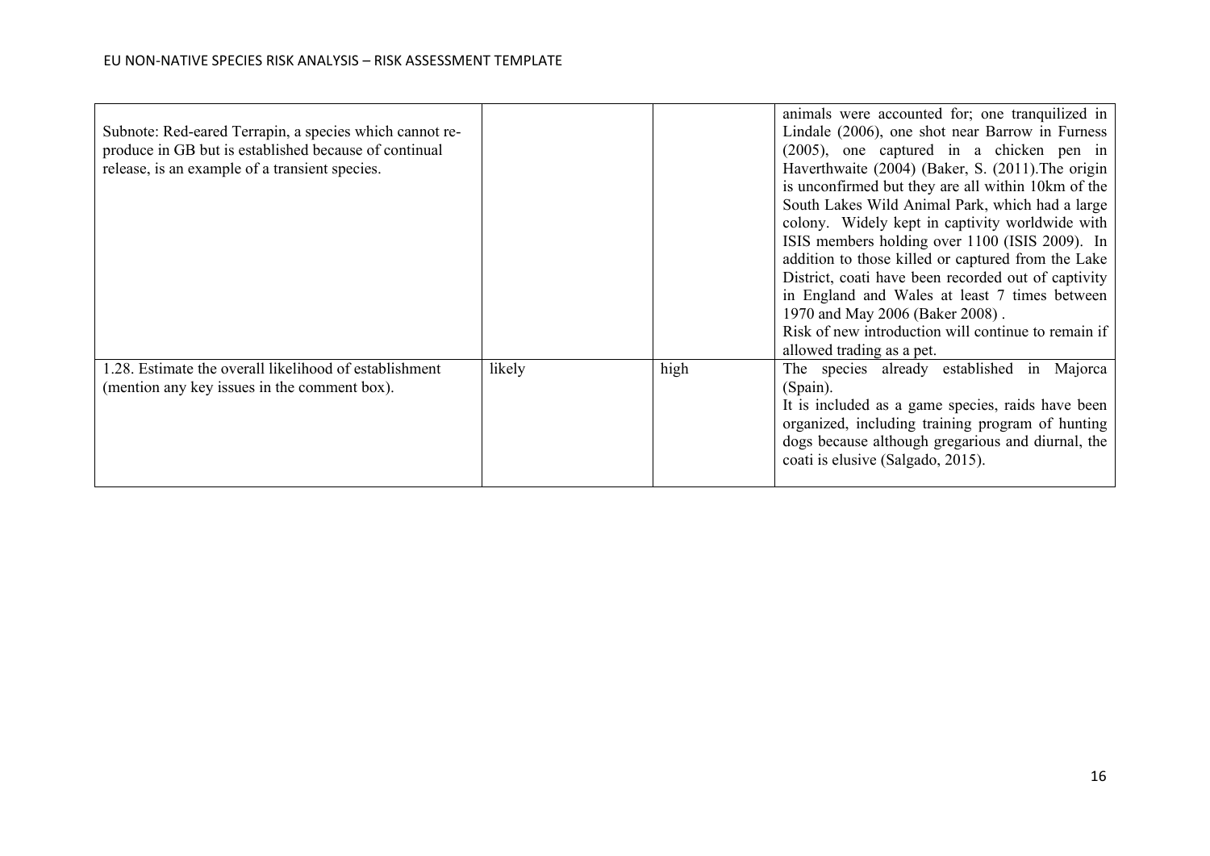|  |  |  |  |
|---|---|---|---|
| Subnote: Red-eared Terrapin, a species which cannot re-produce in GB but is established because of continual release, is an example of a transient species. |  |  | animals were accounted for; one tranquilized in Lindale (2006), one shot near Barrow in Furness (2005), one captured in a chicken pen in Haverthwaite (2004) (Baker, S. (2011).The origin is unconfirmed but they are all within 10km of the South Lakes Wild Animal Park, which had a large colony. Widely kept in captivity worldwide with ISIS members holding over 1100 (ISIS 2009). In addition to those killed or captured from the Lake District, coati have been recorded out of captivity in England and Wales at least 7 times between 1970 and May 2006 (Baker 2008) .<br>Risk of new introduction will continue to remain if allowed trading as a pet. |
| 1.28. Estimate the overall likelihood of establishment (mention any key issues in the comment box). | likely | high | The species already established in Majorca (Spain).<br>It is included as a game species, raids have been organized, including training program of hunting dogs because although gregarious and diurnal, the coati is elusive (Salgado, 2015). |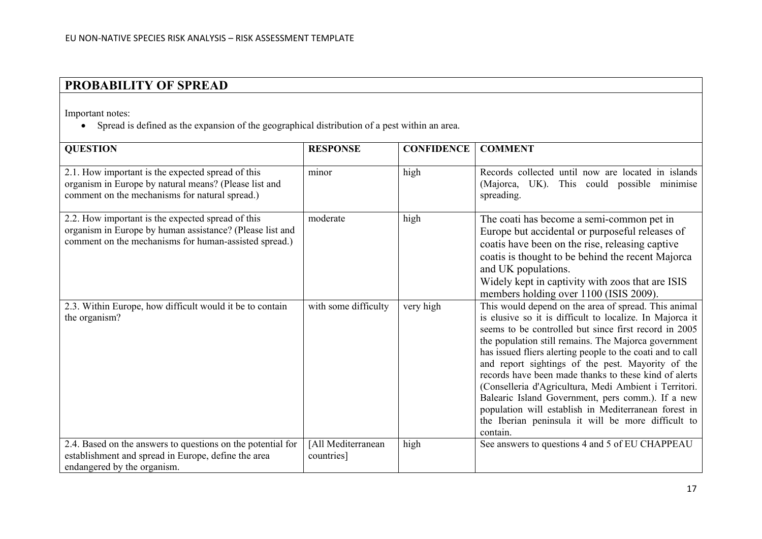## PROBABILITY OF SPREAD

Important notes:

- Spread is defined as the expansion of the geographical distribution of a pest within an area.

| QUESTION | RESPONSE | CONFIDENCE | COMMENT |
|---|---|---|---|
| 2.1. How important is the expected spread of this organism in Europe by natural means? (Please list and comment on the mechanisms for natural spread.) | minor | high | Records collected until now are located in islands (Majorca, UK). This could possible minimise spreading. |
| 2.2. How important is the expected spread of this organism in Europe by human assistance? (Please list and comment on the mechanisms for human-assisted spread.) | moderate | high | The coati has become a semi-common pet in Europe but accidental or purposeful releases of coatis have been on the rise, releasing captive coatis is thought to be behind the recent Majorca and UK populations. Widely kept in captivity with zoos that are ISIS members holding over 1100 (ISIS 2009). |
| 2.3. Within Europe, how difficult would it be to contain the organism? | with some difficulty | very high | This would depend on the area of spread. This animal is elusive so it is difficult to localize. In Majorca it seems to be controlled but since first record in 2005 the population still remains. The Majorca government has issued fliers alerting people to the coati and to call and report sightings of the pest. Mayority of the records have been made thanks to these kind of alerts (Conselleria d'Agricultura, Medi Ambient i Territori. Balearic Island Government, pers comm.). If a new population will establish in Mediterranean forest in the Iberian peninsula it will be more difficult to contain. |
| 2.4. Based on the answers to questions on the potential for establishment and spread in Europe, define the area endangered by the organism. | [All Mediterranean countries] | high | See answers to questions 4 and 5 of EU CHAPPEAU |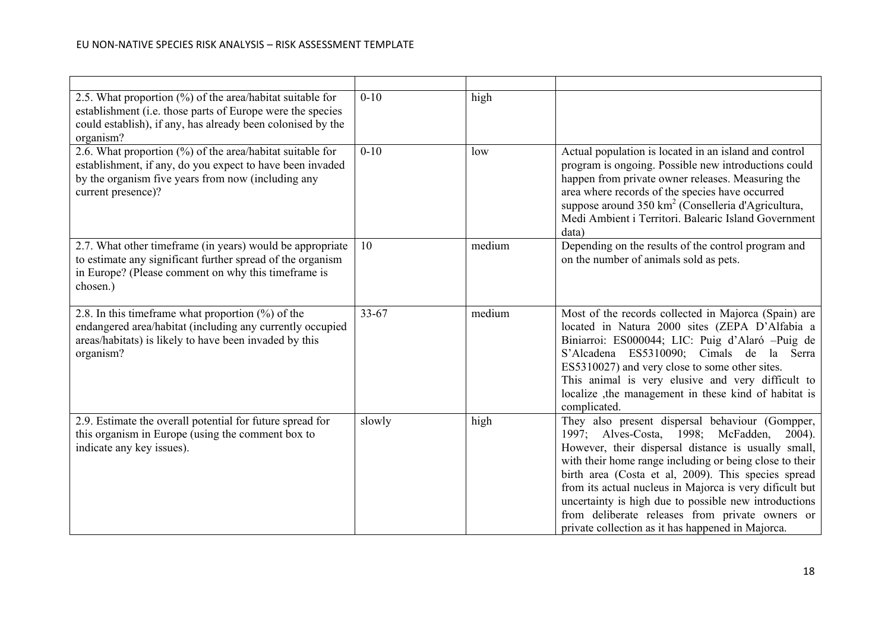| | | | |
|---|---|---|---|
| 2.5. What proportion (%) of the area/habitat suitable for establishment (i.e. those parts of Europe were the species could establish), if any, has already been colonised by the organism? | 0-10 | high | |
| 2.6. What proportion (%) of the area/habitat suitable for establishment, if any, do you expect to have been invaded by the organism five years from now (including any current presence)? | 0-10 | low | Actual population is located in an island and control program is ongoing. Possible new introductions could happen from private owner releases. Measuring the area where records of the species have occurred suppose around 350 $km^2$ (Conselleria d'Agricultura, Medi Ambient i Territori. Balearic Island Government data) |
| 2.7. What other timeframe (in years) would be appropriate to estimate any significant further spread of the organism in Europe? (Please comment on why this timeframe is chosen.) | 10 | medium | Depending on the results of the control program and on the number of animals sold as pets. |
| 2.8. In this timeframe what proportion (%) of the endangered area/habitat (including any currently occupied areas/habitats) is likely to have been invaded by this organism? | 33-67 | medium | Most of the records collected in Majorca (Spain) are located in Natura 2000 sites (ZEPA D'Alfabia a Biniarroi: ES000044; LIC: Puig d'Alaró –Puig de S'Alcadena ES5310090; Cimals de la Serra ES5310027) and very close to some other sites.<br>This animal is very elusive and very difficult to localize ,the management in these kind of habitat is complicated. |
| 2.9. Estimate the overall potential for future spread for this organism in Europe (using the comment box to indicate any key issues). | slowly | high | They also present dispersal behaviour (Gompper, 1997; Alves-Costa, 1998; McFadden, 2004). However, their dispersal distance is usually small, with their home range including or being close to their birth area (Costa et al, 2009). This species spread from its actual nucleus in Majorca is very dificult but uncertainty is high due to possible new introductions from deliberate releases from private owners or private collection as it has happened in Majorca. |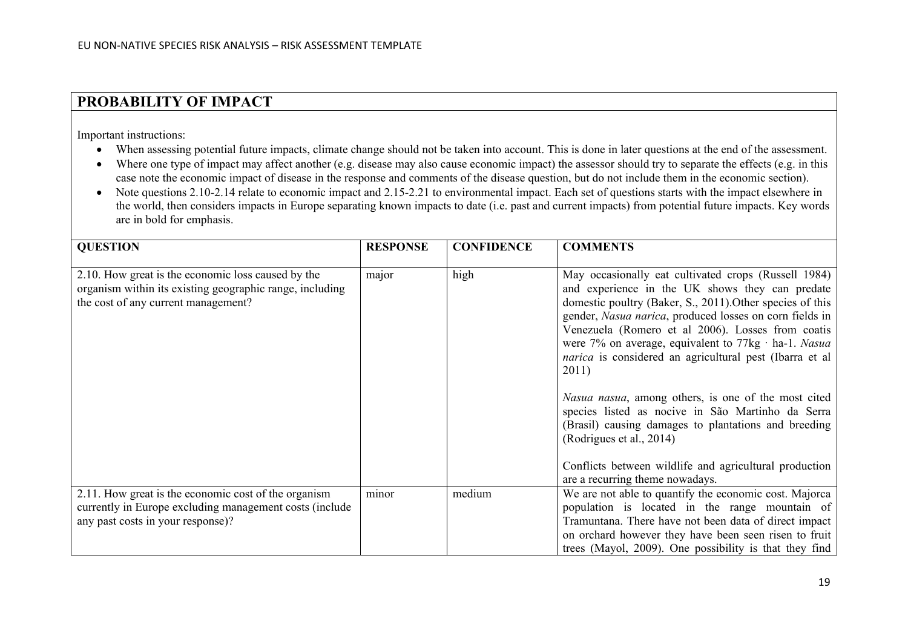## PROBABILITY OF IMPACT

Important instructions:

- When assessing potential future impacts, climate change should not be taken into account. This is done in later questions at the end of the assessment.
- Where one type of impact may affect another (e.g. disease may also cause economic impact) the assessor should try to separate the effects (e.g. in this case note the economic impact of disease in the response and comments of the disease question, but do not include them in the economic section).
- Note questions 2.10-2.14 relate to economic impact and 2.15-2.21 to environmental impact. Each set of questions starts with the impact elsewhere in the world, then considers impacts in Europe separating known impacts to date (i.e. past and current impacts) from potential future impacts. Key words are in bold for emphasis.

| QUESTION | RESPONSE | CONFIDENCE | COMMENTS |
|---|---|---|---|
| 2.10. How great is the economic loss caused by the organism within its existing geographic range, including the cost of any current management? | major | high | May occasionally eat cultivated crops (Russell 1984) and experience in the UK shows they can predate domestic poultry (Baker, S., 2011).Other species of this gender, *Nasua narica*, produced losses on corn fields in Venezuela (Romero et al 2006). Losses from coatis were 7% on average, equivalent to 77kg · ha-1. *Nasua narica* is considered an agricultural pest (Ibarra et al 2011)<br><br>*Nasua nasua*, among others, is one of the most cited species listed as nocive in São Martinho da Serra (Brasil) causing damages to plantations and breeding (Rodrigues et al., 2014)<br><br>Conflicts between wildlife and agricultural production are a recurring theme nowadays. |
| 2.11. How great is the economic cost of the organism currently in Europe excluding management costs (include any past costs in your response)? | minor | medium | We are not able to quantify the economic cost. Majorca population is located in the range mountain of Tramuntana. There have not been data of direct impact on orchard however they have been seen risen to fruit trees (Mayol, 2009). One possibility is that they find |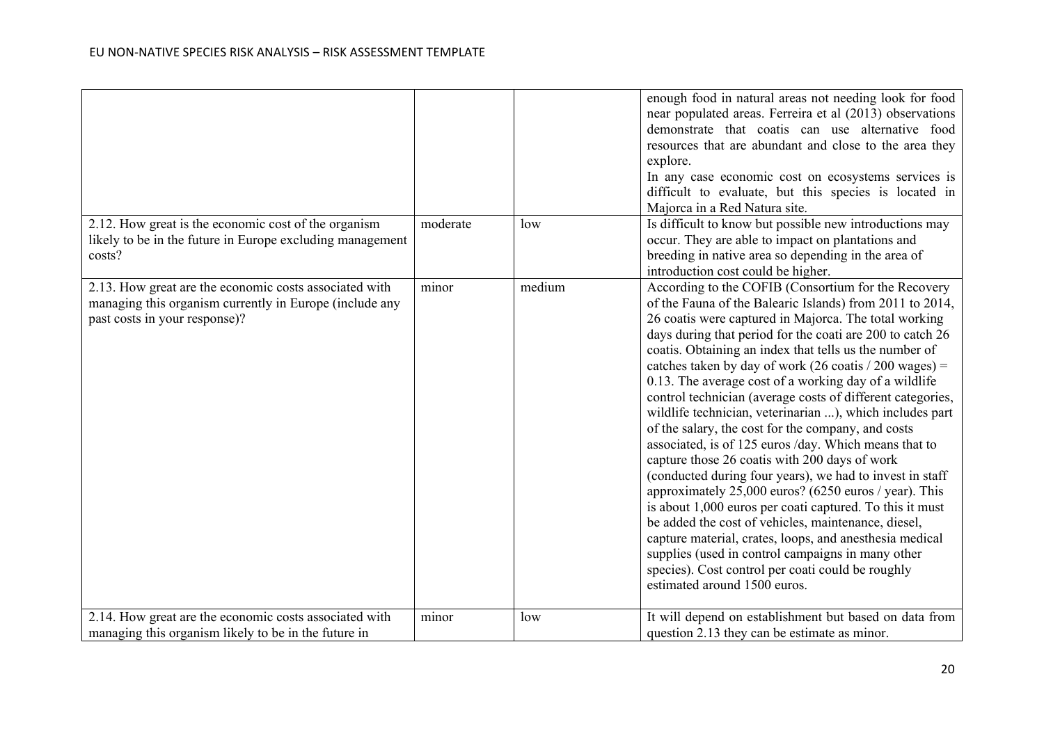| | | | |
|---|---|---|---|
| | | | enough food in natural areas not needing look for food near populated areas. Ferreira et al (2013) observations demonstrate that coatis can use alternative food resources that are abundant and close to the area they explore. In any case economic cost on ecosystems services is difficult to evaluate, but this species is located in Majorca in a Red Natura site. |
| 2.12. How great is the economic cost of the organism likely to be in the future in Europe excluding management costs? | moderate | low | Is difficult to know but possible new introductions may occur. They are able to impact on plantations and breeding in native area so depending in the area of introduction cost could be higher. |
| 2.13. How great are the economic costs associated with managing this organism currently in Europe (include any past costs in your response)? | minor | medium | According to the COFIB (Consortium for the Recovery of the Fauna of the Balearic Islands) from 2011 to 2014, 26 coatis were captured in Majorca. The total working days during that period for the coati are 200 to catch 26 coatis. Obtaining an index that tells us the number of catches taken by day of work (26 coatis / 200 wages) = 0.13. The average cost of a working day of a wildlife control technician (average costs of different categories, wildlife technician, veterinarian ...), which includes part of the salary, the cost for the company, and costs associated, is of 125 euros /day. Which means that to capture those 26 coatis with 200 days of work (conducted during four years), we had to invest in staff approximately 25,000 euros? (6250 euros / year). This is about 1,000 euros per coati captured. To this it must be added the cost of vehicles, maintenance, diesel, capture material, crates, loops, and anesthesia medical supplies (used in control campaigns in many other species). Cost control per coati could be roughly estimated around 1500 euros. |
| 2.14. How great are the economic costs associated with managing this organism likely to be in the future in | minor | low | It will depend on establishment but based on data from question 2.13 they can be estimate as minor. |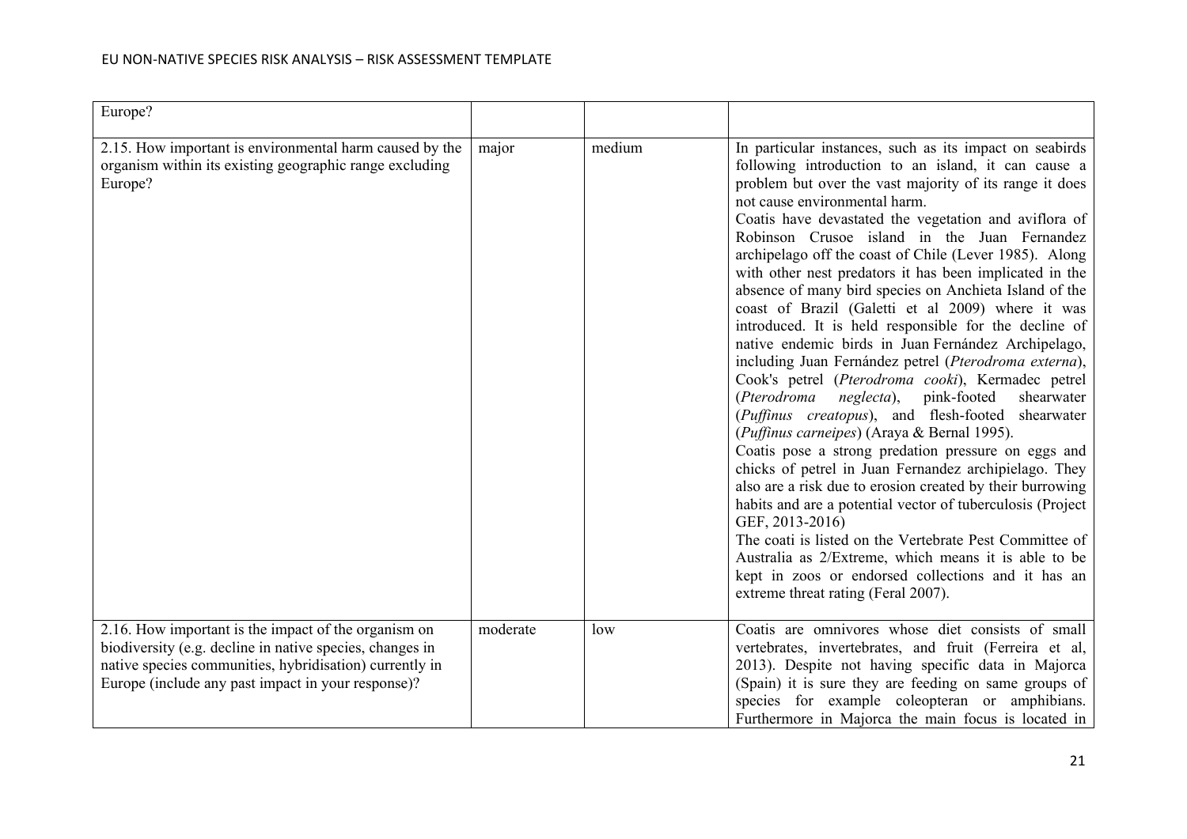| | | | |
|---|---|---|---|
| Europe? | | | |
| 2.15. How important is environmental harm caused by the organism within its existing geographic range excluding Europe? | major | medium | In particular instances, such as its impact on seabirds following introduction to an island, it can cause a problem but over the vast majority of its range it does not cause environmental harm.<br>Coatis have devastated the vegetation and aviflora of Robinson Crusoe island in the Juan Fernandez archipelago off the coast of Chile (Lever 1985). Along with other nest predators it has been implicated in the absence of many bird species on Anchieta Island of the coast of Brazil (Galetti et al 2009) where it was introduced. It is held responsible for the decline of native endemic birds in Juan Fernández Archipelago, including Juan Fernández petrel (*Pterodroma externa*), Cook's petrel (*Pterodroma cooki*), Kermadec petrel (*Pterodroma neglecta*), pink-footed shearwater (*Puffinus creatopus*), and flesh-footed shearwater (*Puffinus carneipes*) (Araya & Bernal 1995).<br>Coatis pose a strong predation pressure on eggs and chicks of petrel in Juan Fernandez archipielago. They also are a risk due to erosion created by their burrowing habits and are a potential vector of tuberculosis (Project GEF, 2013-2016)<br>The coati is listed on the Vertebrate Pest Committee of Australia as 2/Extreme, which means it is able to be kept in zoos or endorsed collections and it has an extreme threat rating (Feral 2007). |
| 2.16. How important is the impact of the organism on biodiversity (e.g. decline in native species, changes in native species communities, hybridisation) currently in Europe (include any past impact in your response)? | moderate | low | Coatis are omnivores whose diet consists of small vertebrates, invertebrates, and fruit (Ferreira et al, 2013). Despite not having specific data in Majorca (Spain) it is sure they are feeding on same groups of species for example coleopteran or amphibians. Furthermore in Majorca the main focus is located in |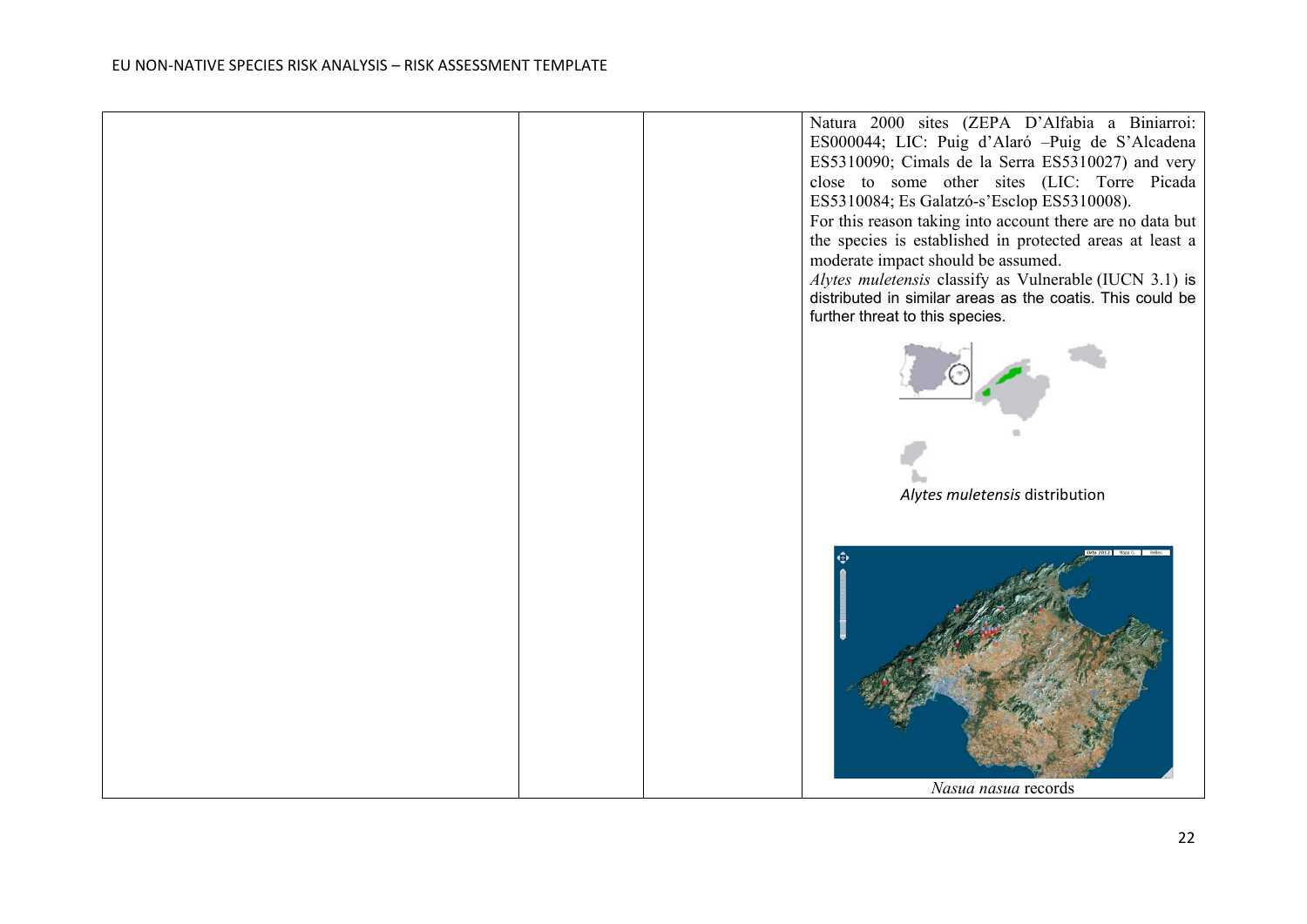| | | | |
|---|---|---|---|
| | | | Natura 2000 sites (ZEPA D'Alfabia a Biniarroi: ES000044; LIC: Puig d'Alaró –Puig de S'Alcadena ES5310090; Cimals de la Serra ES5310027) and very close to some other sites (LIC: Torre Picada ES5310084; Es Galatzó-s'Esclop ES5310008).<br>For this reason taking into account there are no data but the species is established in protected areas at least a moderate impact should be assumed.<br>*Alytes muletensis* classify as Vulnerable (IUCN 3.1) is distributed in similar areas as the coatis. This could be further threat to this species.<br><br>*Alytes muletensis* distribution<br><br>*Nasua nasua* records |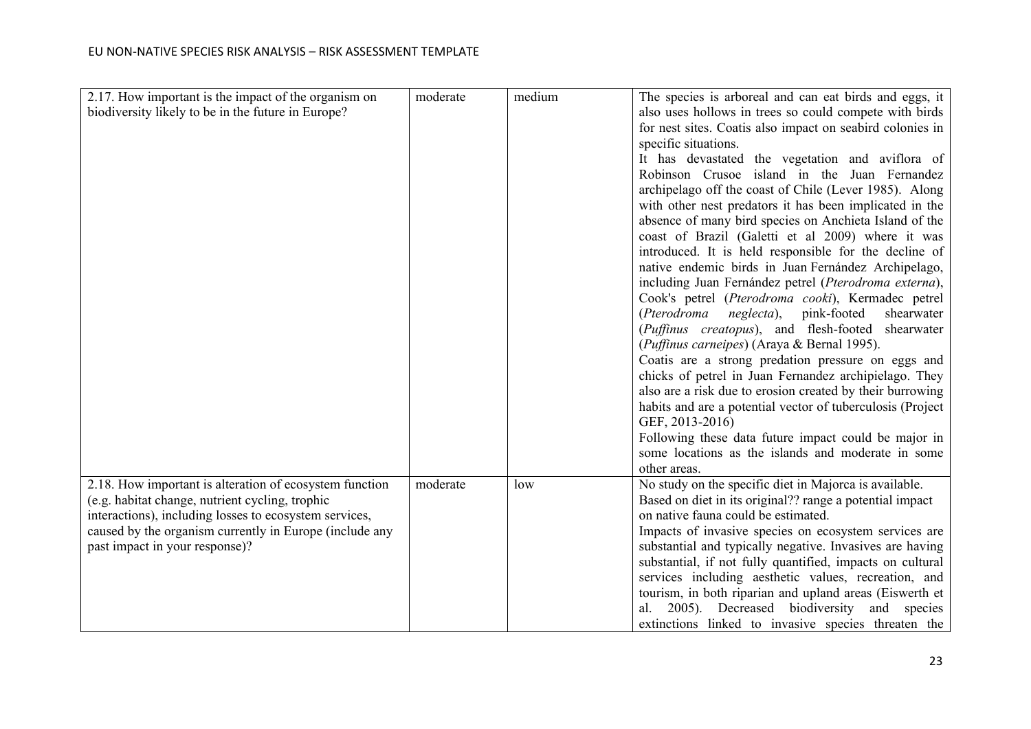| | | | |
|---|---|---|---|
| 2.17. How important is the impact of the organism on biodiversity likely to be in the future in Europe? | moderate | medium | The species is arboreal and can eat birds and eggs, it also uses hollows in trees so could compete with birds for nest sites. Coatis also impact on seabird colonies in specific situations.<br>It has devastated the vegetation and aviflora of Robinson Crusoe island in the Juan Fernandez archipelago off the coast of Chile (Lever 1985). Along with other nest predators it has been implicated in the absence of many bird species on Anchieta Island of the coast of Brazil (Galetti et al 2009) where it was introduced. It is held responsible for the decline of native endemic birds in Juan Fernández Archipelago, including Juan Fernández petrel (*Pterodroma externa*), Cook's petrel (*Pterodroma cooki*), Kermadec petrel (*Pterodroma neglecta*), pink-footed shearwater (*Puffinus creatopus*), and flesh-footed shearwater (*Puffinus carneipes*) (Araya & Bernal 1995).<br>Coatis are a strong predation pressure on eggs and chicks of petrel in Juan Fernandez archipielago. They also are a risk due to erosion created by their burrowing habits and are a potential vector of tuberculosis (Project GEF, 2013-2016)<br>Following these data future impact could be major in some locations as the islands and moderate in some other areas. |
| 2.18. How important is alteration of ecosystem function (e.g. habitat change, nutrient cycling, trophic interactions), including losses to ecosystem services, caused by the organism currently in Europe (include any past impact in your response)? | moderate | low | No study on the specific diet in Majorca is available. Based on diet in its original?? range a potential impact on native fauna could be estimated.<br>Impacts of invasive species on ecosystem services are substantial and typically negative. Invasives are having substantial, if not fully quantified, impacts on cultural services including aesthetic values, recreation, and tourism, in both riparian and upland areas (Eiswerth et al. 2005). Decreased biodiversity and species extinctions linked to invasive species threaten the |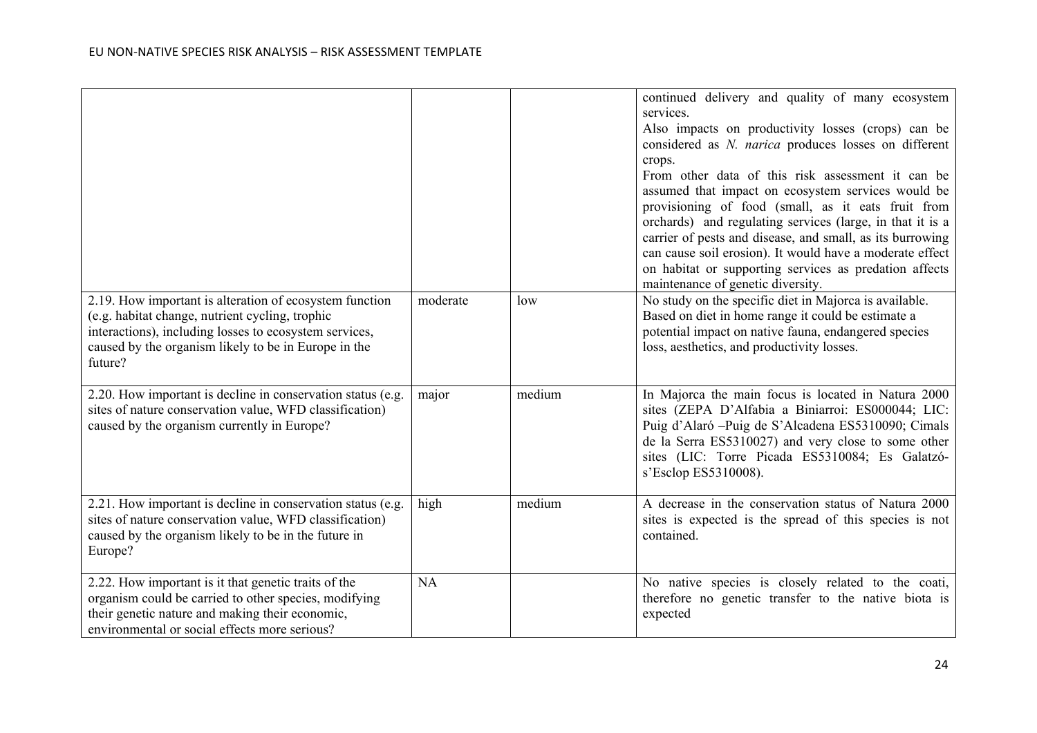| | | | |
|---|---|---|---|
| | | | continued delivery and quality of many ecosystem services.<br>Also impacts on productivity losses (crops) can be considered as *N. narica* produces losses on different crops.<br>From other data of this risk assessment it can be assumed that impact on ecosystem services would be provisioning of food (small, as it eats fruit from orchards) and regulating services (large, in that it is a carrier of pests and disease, and small, as its burrowing can cause soil erosion). It would have a moderate effect on habitat or supporting services as predation affects maintenance of genetic diversity. |
| 2.19. How important is alteration of ecosystem function (e.g. habitat change, nutrient cycling, trophic interactions), including losses to ecosystem services, caused by the organism likely to be in Europe in the future? | moderate | low | No study on the specific diet in Majorca is available. Based on diet in home range it could be estimate a potential impact on native fauna, endangered species loss, aesthetics, and productivity losses. |
| 2.20. How important is decline in conservation status (e.g. sites of nature conservation value, WFD classification) caused by the organism currently in Europe? | major | medium | In Majorca the main focus is located in Natura 2000 sites (ZEPA D'Alfabia a Biniarroi: ES000044; LIC: Puig d'Alaró –Puig de S'Alcadena ES5310090; Cimals de la Serra ES5310027) and very close to some other sites (LIC: Torre Picada ES5310084; Es Galatzó-s'Esclop ES5310008). |
| 2.21. How important is decline in conservation status (e.g. sites of nature conservation value, WFD classification) caused by the organism likely to be in the future in Europe? | high | medium | A decrease in the conservation status of Natura 2000 sites is expected is the spread of this species is not contained. |
| 2.22. How important is it that genetic traits of the organism could be carried to other species, modifying their genetic nature and making their economic, environmental or social effects more serious? | NA | | No native species is closely related to the coati, therefore no genetic transfer to the native biota is expected |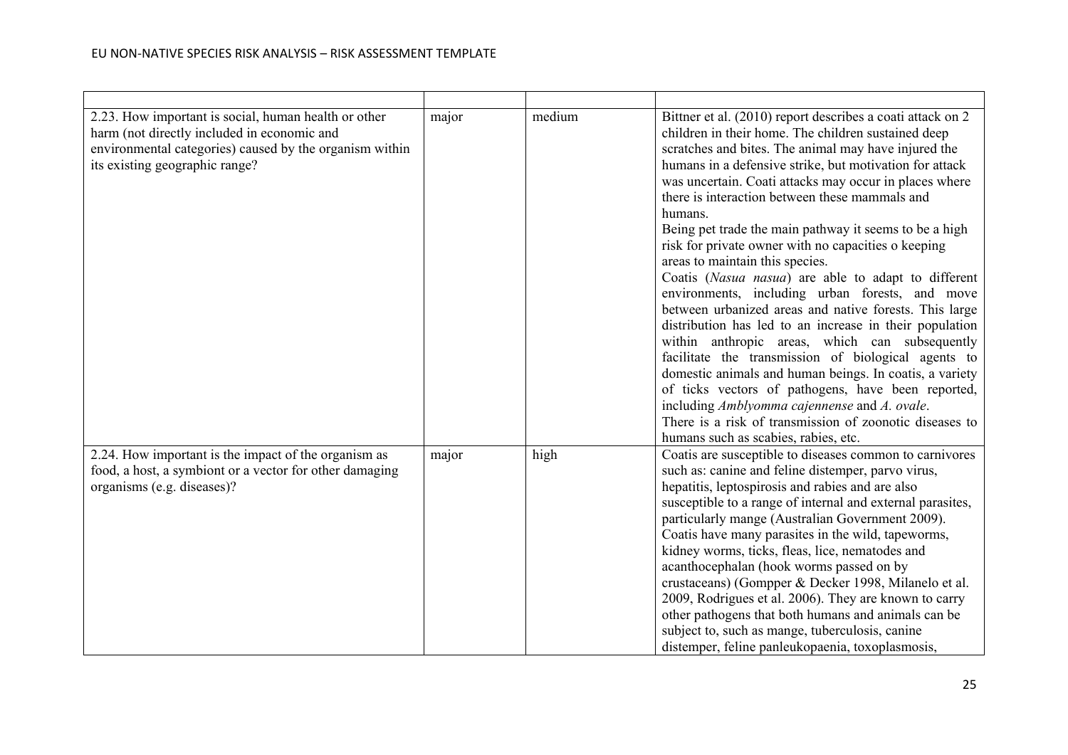| | | | |
|---|---|---|---|
| 2.23. How important is social, human health or other harm (not directly included in economic and environmental categories) caused by the organism within its existing geographic range? | major | medium | Bittner et al. (2010) report describes a coati attack on 2 children in their home. The children sustained deep scratches and bites. The animal may have injured the humans in a defensive strike, but motivation for attack was uncertain. Coati attacks may occur in places where there is interaction between these mammals and humans.<br>Being pet trade the main pathway it seems to be a high risk for private owner with no capacities o keeping areas to maintain this species.<br>Coatis (*Nasua nasua*) are able to adapt to different environments, including urban forests, and move between urbanized areas and native forests. This large distribution has led to an increase in their population within anthropic areas, which can subsequently facilitate the transmission of biological agents to domestic animals and human beings. In coatis, a variety of ticks vectors of pathogens, have been reported, including *Amblyomma cajennense* and *A. ovale*.<br>There is a risk of transmission of zoonotic diseases to humans such as scabies, rabies, etc. |
| 2.24. How important is the impact of the organism as food, a host, a symbiont or a vector for other damaging organisms (e.g. diseases)? | major | high | Coatis are susceptible to diseases common to carnivores such as: canine and feline distemper, parvo virus, hepatitis, leptospirosis and rabies and are also susceptible to a range of internal and external parasites, particularly mange (Australian Government 2009).<br>Coatis have many parasites in the wild, tapeworms, kidney worms, ticks, fleas, lice, nematodes and acanthocephalan (hook worms passed on by crustaceans) (Gompper & Decker 1998, Milanelo et al. 2009, Rodrigues et al. 2006). They are known to carry other pathogens that both humans and animals can be subject to, such as mange, tuberculosis, canine distemper, feline panleukopaenia, toxoplasmosis, |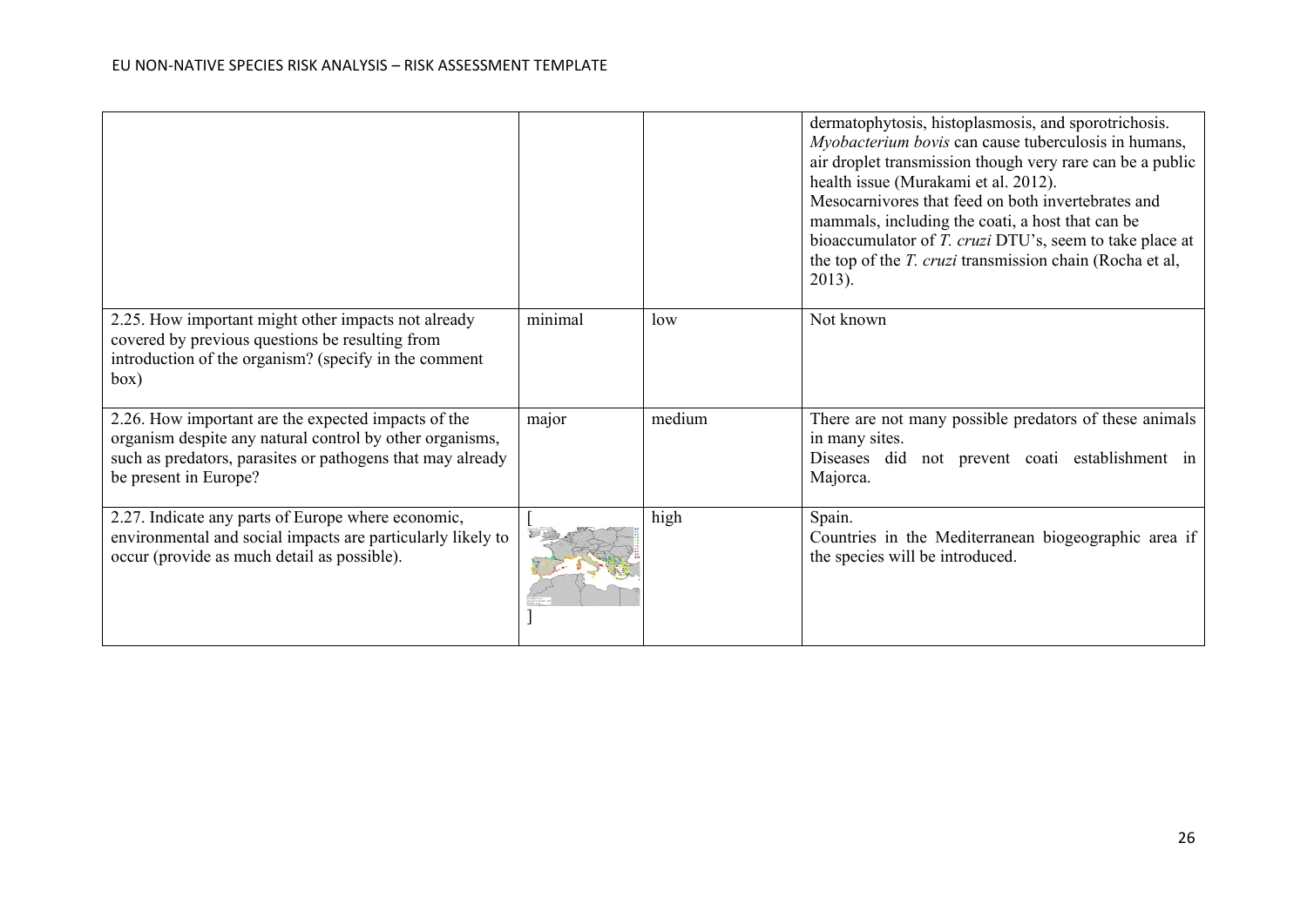| | | | |
|---|---|---|---|
| | | | dermatophytosis, histoplasmosis, and sporotrichosis. *Myobacterium bovis* can cause tuberculosis in humans, air droplet transmission though very rare can be a public health issue (Murakami et al. 2012). Mesocarnivores that feed on both invertebrates and mammals, including the coati, a host that can be bioaccumulator of *T. cruzi* DTU's, seem to take place at the top of the *T. cruzi* transmission chain (Rocha et al, 2013). |
| 2.25. How important might other impacts not already covered by previous questions be resulting from introduction of the organism? (specify in the comment box) | minimal | low | Not known |
| 2.26. How important are the expected impacts of the organism despite any natural control by other organisms, such as predators, parasites or pathogens that may already be present in Europe? | major | medium | There are not many possible predators of these animals in many sites. Diseases did not prevent coati establishment in Majorca. |
| 2.27. Indicate any parts of Europe where economic, environmental and social impacts are particularly likely to occur (provide as much detail as possible). | [ ] | high | Spain. Countries in the Mediterranean biogeographic area if the species will be introduced. |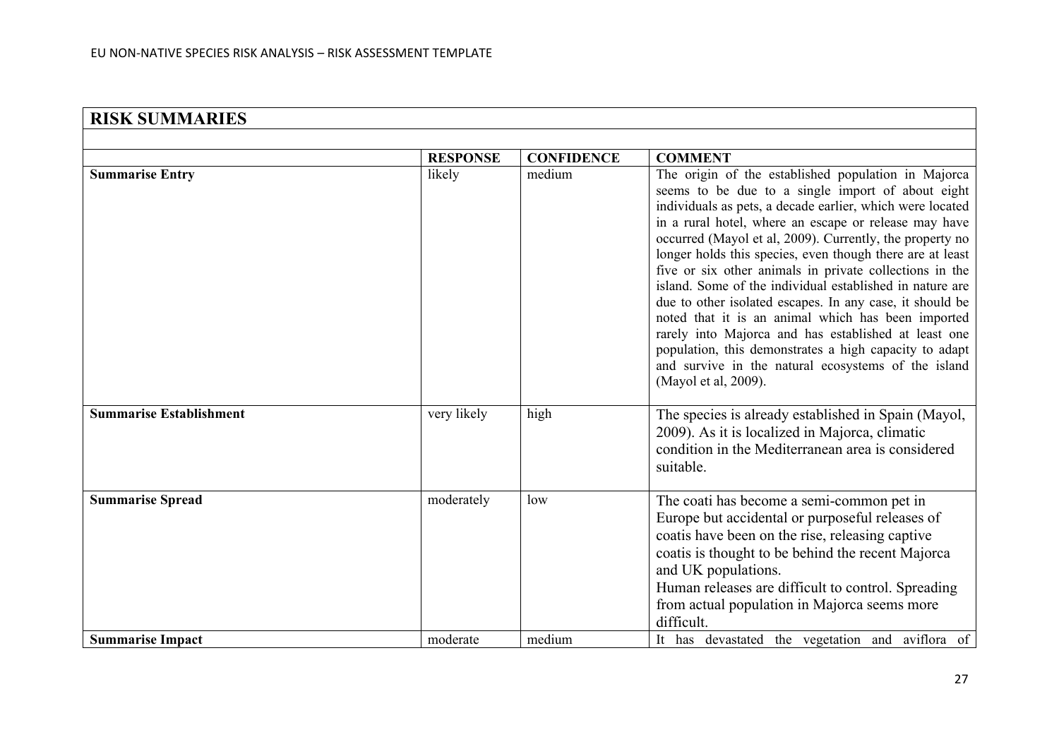## RISK SUMMARIES

| | RESPONSE | CONFIDENCE | COMMENT |
|---|---|---|---|
| **Summarise Entry** | likely | medium | The origin of the established population in Majorca seems to be due to a single import of about eight individuals as pets, a decade earlier, which were located in a rural hotel, where an escape or release may have occurred (Mayol et al, 2009). Currently, the property no longer holds this species, even though there are at least five or six other animals in private collections in the island. Some of the individual established in nature are due to other isolated escapes. In any case, it should be noted that it is an animal which has been imported rarely into Majorca and has established at least one population, this demonstrates a high capacity to adapt and survive in the natural ecosystems of the island (Mayol et al, 2009). |
| **Summarise Establishment** | very likely | high | The species is already established in Spain (Mayol, 2009). As it is localized in Majorca, climatic condition in the Mediterranean area is considered suitable. |
| **Summarise Spread** | moderately | low | The coati has become a semi-common pet in Europe but accidental or purposeful releases of coatis have been on the rise, releasing captive coatis is thought to be behind the recent Majorca and UK populations. Human releases are difficult to control. Spreading from actual population in Majorca seems more difficult. |
| **Summarise Impact** | moderate | medium | It has devastated the vegetation and aviflora of |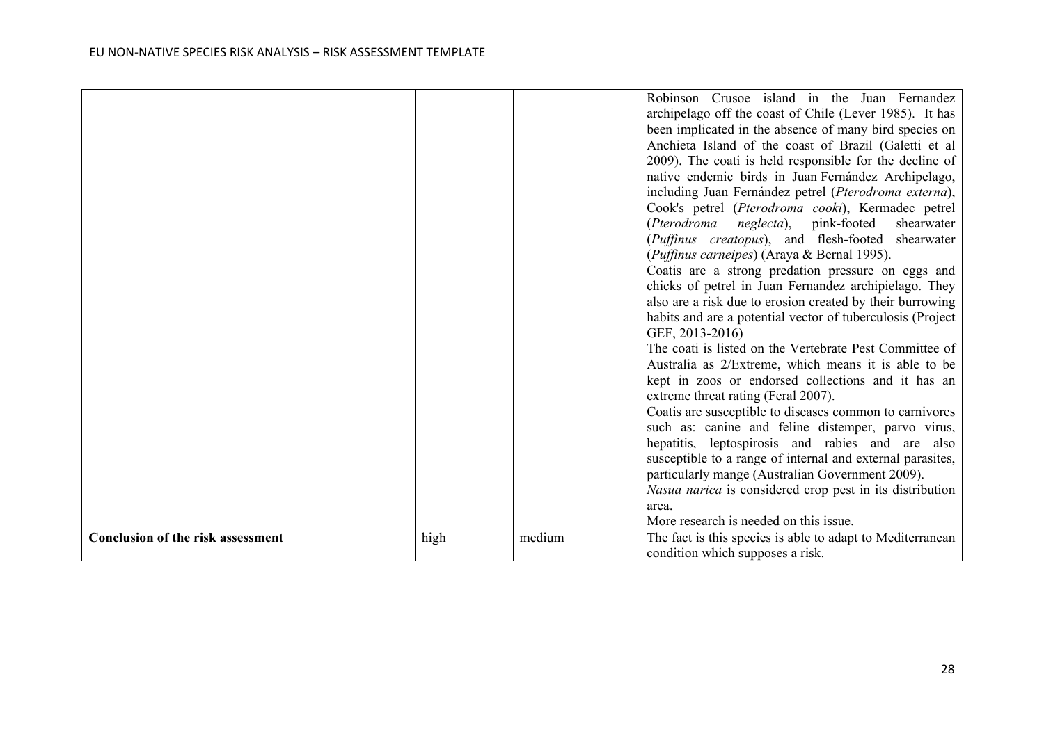| | | | |
|---|---|---|---|
| | | | Robinson Crusoe island in the Juan Fernandez archipelago off the coast of Chile (Lever 1985). It has been implicated in the absence of many bird species on Anchieta Island of the coast of Brazil (Galetti et al 2009). The coati is held responsible for the decline of native endemic birds in Juan Fernández Archipelago, including Juan Fernández petrel (*Pterodroma externa*), Cook's petrel (*Pterodroma cooki*), Kermadec petrel (*Pterodroma neglecta*), pink-footed shearwater (*Puffinus creatopus*), and flesh-footed shearwater (*Puffinus carneipes*) (Araya & Bernal 1995).<br>Coatis are a strong predation pressure on eggs and chicks of petrel in Juan Fernandez archipielago. They also are a risk due to erosion created by their burrowing habits and are a potential vector of tuberculosis (Project GEF, 2013-2016)<br>The coati is listed on the Vertebrate Pest Committee of Australia as 2/Extreme, which means it is able to be kept in zoos or endorsed collections and it has an extreme threat rating (Feral 2007).<br>Coatis are susceptible to diseases common to carnivores such as: canine and feline distemper, parvo virus, hepatitis, leptospirosis and rabies and are also susceptible to a range of internal and external parasites, particularly mange (Australian Government 2009).<br>*Nasua narica* is considered crop pest in its distribution area.<br>More research is needed on this issue. |
| **Conclusion of the risk assessment** | high | medium | The fact is this species is able to adapt to Mediterranean condition which supposes a risk. |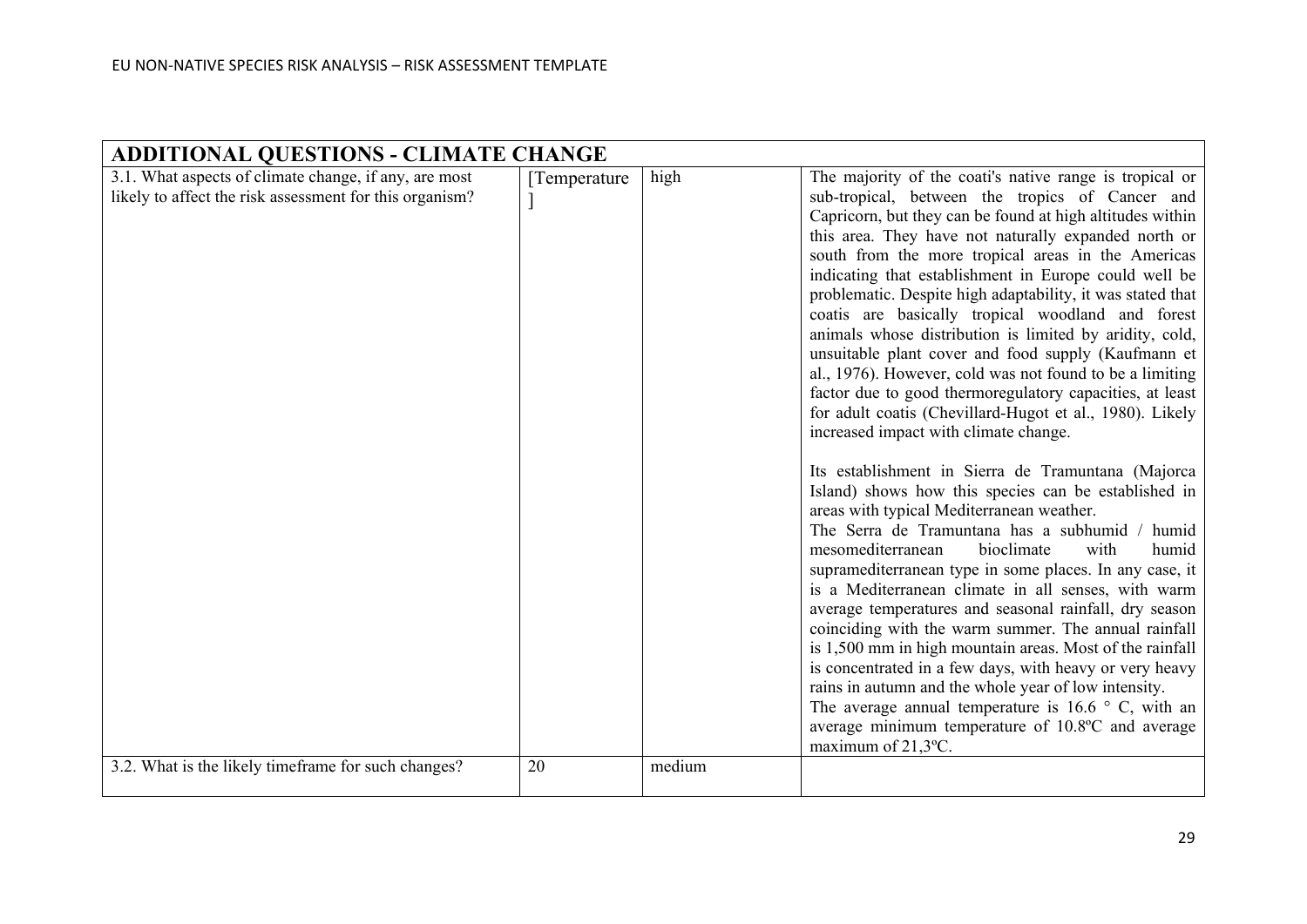| ADDITIONAL QUESTIONS - CLIMATE CHANGE | | | |
|---|---|---|---|
| 3.1. What aspects of climate change, if any, are most likely to affect the risk assessment for this organism? | [Temperature ] | high | The majority of the coati's native range is tropical or sub-tropical, between the tropics of Cancer and Capricorn, but they can be found at high altitudes within this area. They have not naturally expanded north or south from the more tropical areas in the Americas indicating that establishment in Europe could well be problematic. Despite high adaptability, it was stated that coatis are basically tropical woodland and forest animals whose distribution is limited by aridity, cold, unsuitable plant cover and food supply (Kaufmann et al., 1976). However, cold was not found to be a limiting factor due to good thermoregulatory capacities, at least for adult coatis (Chevillard-Hugot et al., 1980). Likely increased impact with climate change.<br><br>Its establishment in Sierra de Tramuntana (Majorca Island) shows how this species can be established in areas with typical Mediterranean weather.<br>The Serra de Tramuntana has a subhumid / humid mesomediterranean bioclimate with humid supramediterranean type in some places. In any case, it is a Mediterranean climate in all senses, with warm average temperatures and seasonal rainfall, dry season coinciding with the warm summer. The annual rainfall is 1,500 mm in high mountain areas. Most of the rainfall is concentrated in a few days, with heavy or very heavy rains in autumn and the whole year of low intensity.<br>The average annual temperature is 16.6 ° C, with an average minimum temperature of 10.8ºC and average maximum of 21,3ºC. |
| 3.2. What is the likely timeframe for such changes? | 20 | medium | |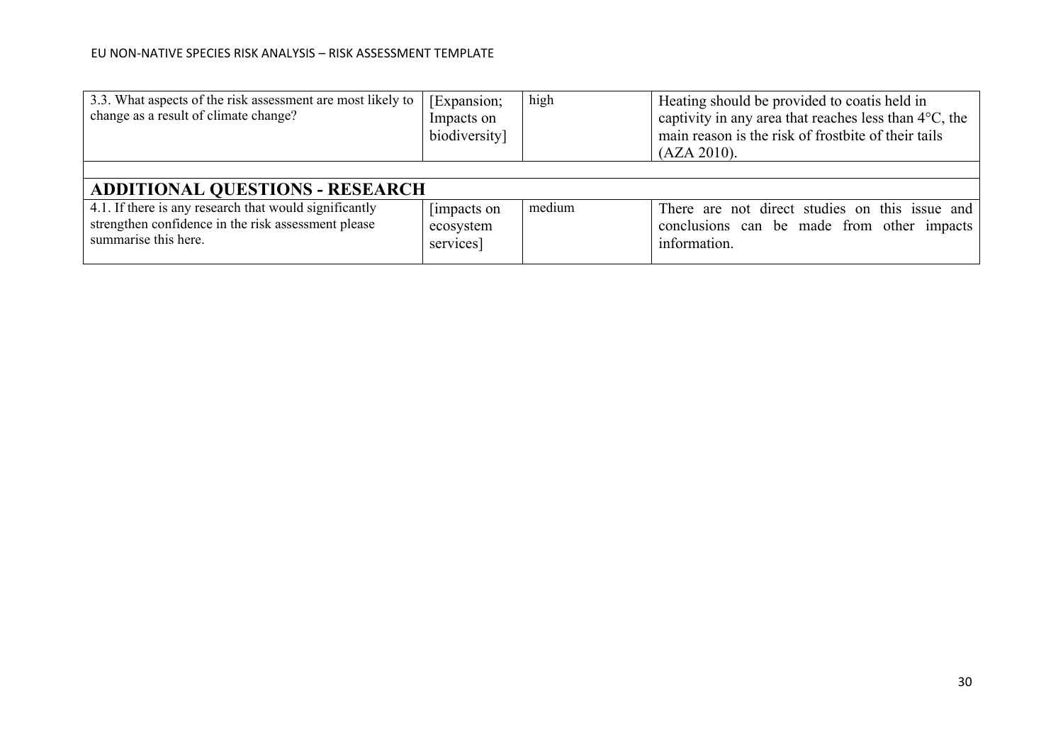| | | | |
|---|---|---|---|
| 3.3. What aspects of the risk assessment are most likely to change as a result of climate change? | [Expansion; Impacts on biodiversity] | high | Heating should be provided to coatis held in captivity in any area that reaches less than 4°C, the main reason is the risk of frostbite of their tails (AZA 2010). |

## ADDITIONAL QUESTIONS - RESEARCH

| | | | |
|---|---|---|---|
| 4.1. If there is any research that would significantly strengthen confidence in the risk assessment please summarise this here. | [impacts on ecosystem services] | medium | There are not direct studies on this issue and conclusions can be made from other impacts information. |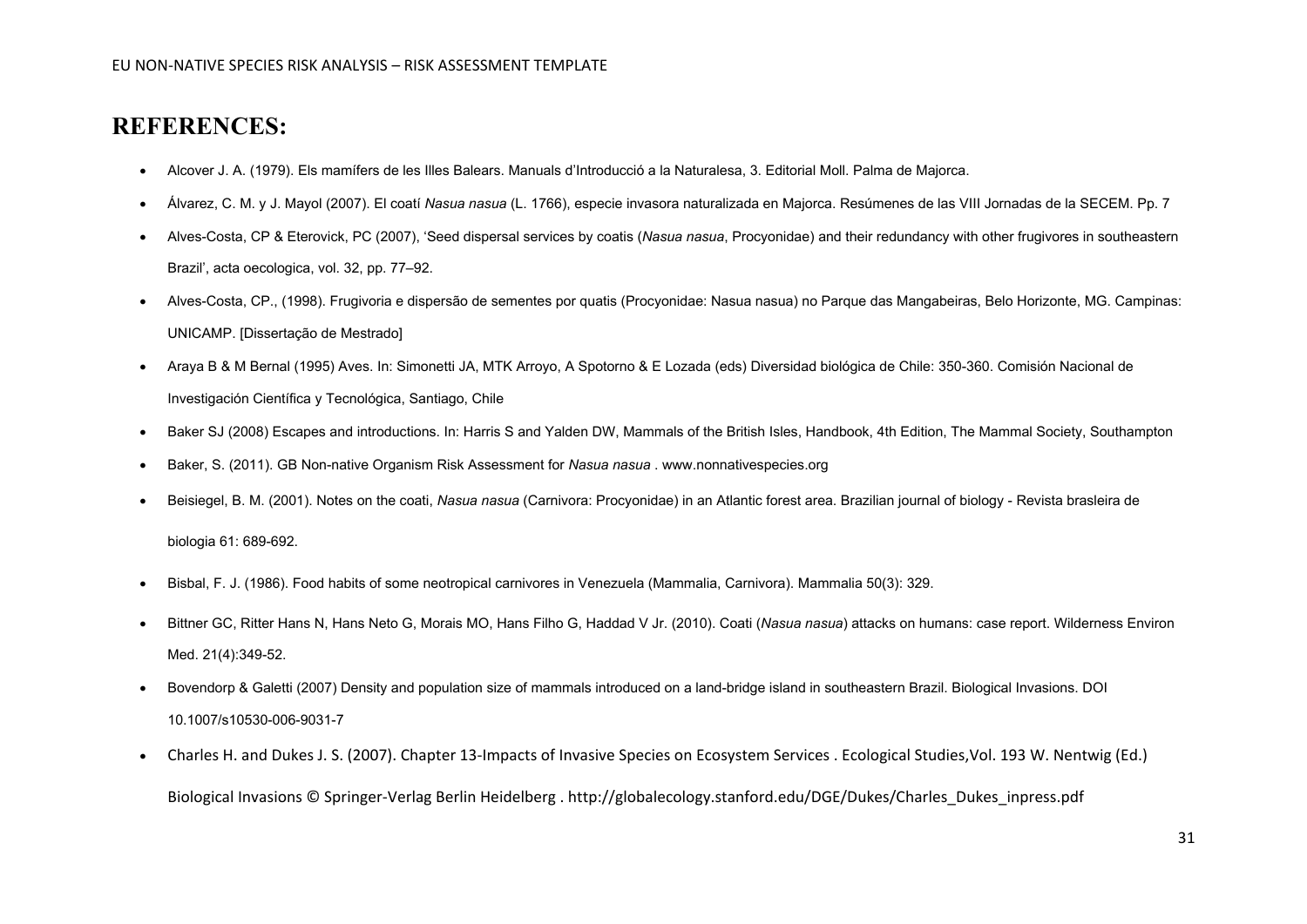# REFERENCES:

- Alcover J. A. (1979). Els mamífers de les Illes Balears. Manuals d'Introducció a la Naturalesa, 3. Editorial Moll. Palma de Majorca.
- Álvarez, C. M. y J. Mayol (2007). El coatí *Nasua nasua* (L. 1766), especie invasora naturalizada en Majorca. Resúmenes de las VIII Jornadas de la SECEM. Pp. 7
- Alves-Costa, CP & Eterovick, PC (2007), 'Seed dispersal services by coatis (*Nasua nasua*, Procyonidae) and their redundancy with other frugivores in southeastern Brazil', acta oecologica, vol. 32, pp. 77–92.
- Alves-Costa, CP., (1998). Frugivoria e dispersão de sementes por quatis (Procyonidae: Nasua nasua) no Parque das Mangabeiras, Belo Horizonte, MG. Campinas: UNICAMP. [Dissertação de Mestrado]
- Araya B & M Bernal (1995) Aves. In: Simonetti JA, MTK Arroyo, A Spotorno & E Lozada (eds) Diversidad biológica de Chile: 350-360. Comisión Nacional de Investigación Científica y Tecnológica, Santiago, Chile
- Baker SJ (2008) Escapes and introductions. In: Harris S and Yalden DW, Mammals of the British Isles, Handbook, 4th Edition, The Mammal Society, Southampton
- Baker, S. (2011). GB Non-native Organism Risk Assessment for *Nasua nasua* . www.nonnativespecies.org
- Beisiegel, B. M. (2001). Notes on the coati, *Nasua nasua* (Carnivora: Procyonidae) in an Atlantic forest area. Brazilian journal of biology - Revista brasleira de biologia 61: 689-692.
- Bisbal, F. J. (1986). Food habits of some neotropical carnivores in Venezuela (Mammalia, Carnivora). Mammalia 50(3): 329.
- Bittner GC, Ritter Hans N, Hans Neto G, Morais MO, Hans Filho G, Haddad V Jr. (2010). Coati (*Nasua nasua*) attacks on humans: case report. Wilderness Environ Med. 21(4):349-52.
- Bovendorp & Galetti (2007) Density and population size of mammals introduced on a land-bridge island in southeastern Brazil. Biological Invasions. DOI 10.1007/s10530-006-9031-7
- Charles H. and Dukes J. S. (2007). Chapter 13-Impacts of Invasive Species on Ecosystem Services . Ecological Studies,Vol. 193 W. Nentwig (Ed.) Biological Invasions © Springer-Verlag Berlin Heidelberg . http://globalecology.stanford.edu/DGE/Dukes/Charles_Dukes_inpress.pdf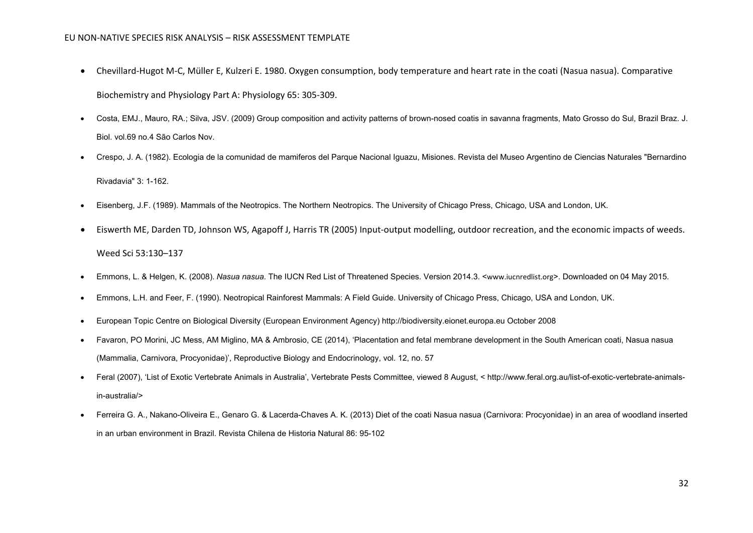- Chevillard-Hugot M-C, Müller E, Kulzeri E. 1980. Oxygen consumption, body temperature and heart rate in the coati (Nasua nasua). Comparative Biochemistry and Physiology Part A: Physiology 65: 305-309.
- Costa, EMJ., Mauro, RA.; Silva, JSV. (2009) Group composition and activity patterns of brown-nosed coatis in savanna fragments, Mato Grosso do Sul, Brazil Braz. J. Biol. vol.69 no.4 São Carlos Nov.
- Crespo, J. A. (1982). Ecologia de la comunidad de mamiferos del Parque Nacional Iguazu, Misiones. Revista del Museo Argentino de Ciencias Naturales "Bernardino Rivadavia" 3: 1-162.
- Eisenberg, J.F. (1989). Mammals of the Neotropics. The Northern Neotropics. The University of Chicago Press, Chicago, USA and London, UK.
- Eiswerth ME, Darden TD, Johnson WS, Agapoff J, Harris TR (2005) Input-output modelling, outdoor recreation, and the economic impacts of weeds. Weed Sci 53:130–137
- Emmons, L. & Helgen, K. (2008). *Nasua nasua*. The IUCN Red List of Threatened Species. Version 2014.3. <www.iucnredlist.org>. Downloaded on 04 May 2015.
- Emmons, L.H. and Feer, F. (1990). Neotropical Rainforest Mammals: A Field Guide. University of Chicago Press, Chicago, USA and London, UK.
- European Topic Centre on Biological Diversity (European Environment Agency) http://biodiversity.eionet.europa.eu October 2008
- Favaron, PO Morini, JC Mess, AM Miglino, MA & Ambrosio, CE (2014), 'Placentation and fetal membrane development in the South American coati, Nasua nasua (Mammalia, Carnivora, Procyonidae)', Reproductive Biology and Endocrinology, vol. 12, no. 57
- Feral (2007), 'List of Exotic Vertebrate Animals in Australia', Vertebrate Pests Committee, viewed 8 August, < http://www.feral.org.au/list-of-exotic-vertebrate-animals-in-australia/>
- Ferreira G. A., Nakano-Oliveira E., Genaro G. & Lacerda-Chaves A. K. (2013) Diet of the coati Nasua nasua (Carnivora: Procyonidae) in an area of woodland inserted in an urban environment in Brazil. Revista Chilena de Historia Natural 86: 95-102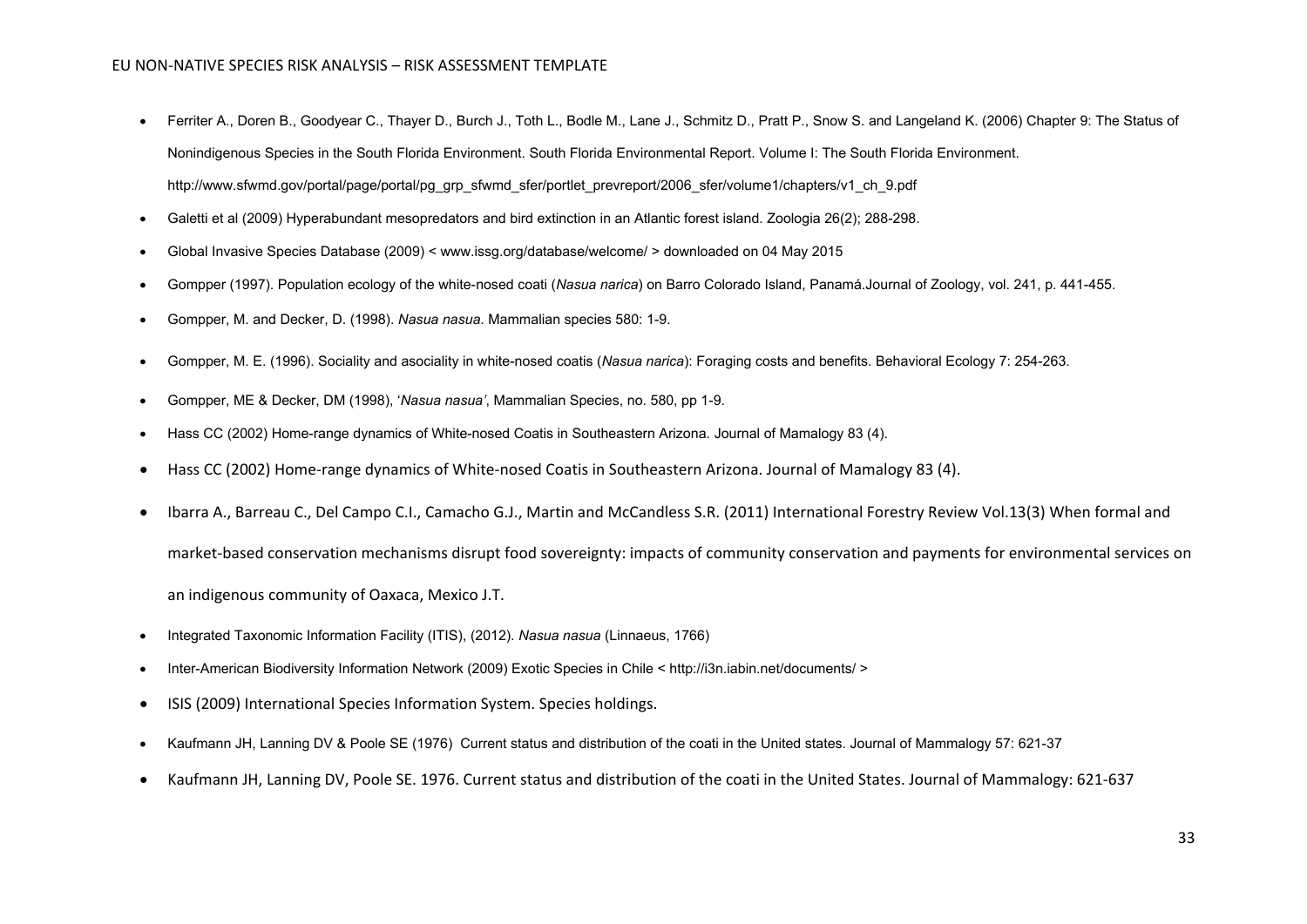- Ferriter A., Doren B., Goodyear C., Thayer D., Burch J., Toth L., Bodle M., Lane J., Schmitz D., Pratt P., Snow S. and Langeland K. (2006) Chapter 9: The Status of Nonindigenous Species in the South Florida Environment. South Florida Environmental Report. Volume I: The South Florida Environment. http://www.sfwmd.gov/portal/page/portal/pg_grp_sfwmd_sfer/portlet_prevreport/2006_sfer/volume1/chapters/v1_ch_9.pdf
- Galetti et al (2009) Hyperabundant mesopredators and bird extinction in an Atlantic forest island. Zoologia 26(2); 288-298.
- Global Invasive Species Database (2009) < www.issg.org/database/welcome/ > downloaded on 04 May 2015
- Gompper (1997). Population ecology of the white-nosed coati (*Nasua narica*) on Barro Colorado Island, Panamá.Journal of Zoology, vol. 241, p. 441-455.
- Gompper, M. and Decker, D. (1998). *Nasua nasua*. Mammalian species 580: 1-9.
- Gompper, M. E. (1996). Sociality and asociality in white-nosed coatis (*Nasua narica*): Foraging costs and benefits. Behavioral Ecology 7: 254-263.
- Gompper, ME & Decker, DM (1998), '*Nasua nasua'*, Mammalian Species, no. 580, pp 1-9.
- Hass CC (2002) Home-range dynamics of White-nosed Coatis in Southeastern Arizona. Journal of Mamalogy 83 (4).
- Hass CC (2002) Home-range dynamics of White-nosed Coatis in Southeastern Arizona. Journal of Mamalogy 83 (4).
- Ibarra A., Barreau C., Del Campo C.I., Camacho G.J., Martin and McCandless S.R. (2011) International Forestry Review Vol.13(3) When formal and market-based conservation mechanisms disrupt food sovereignty: impacts of community conservation and payments for environmental services on an indigenous community of Oaxaca, Mexico J.T.
- Integrated Taxonomic Information Facility (ITIS), (2012). *Nasua nasua* (Linnaeus, 1766)
- Inter-American Biodiversity Information Network (2009) Exotic Species in Chile < http://i3n.iabin.net/documents/ >
- ISIS (2009) International Species Information System. Species holdings.
- Kaufmann JH, Lanning DV & Poole SE (1976) Current status and distribution of the coati in the United states. Journal of Mammalogy 57: 621-37
- Kaufmann JH, Lanning DV, Poole SE. 1976. Current status and distribution of the coati in the United States. Journal of Mammalogy: 621-637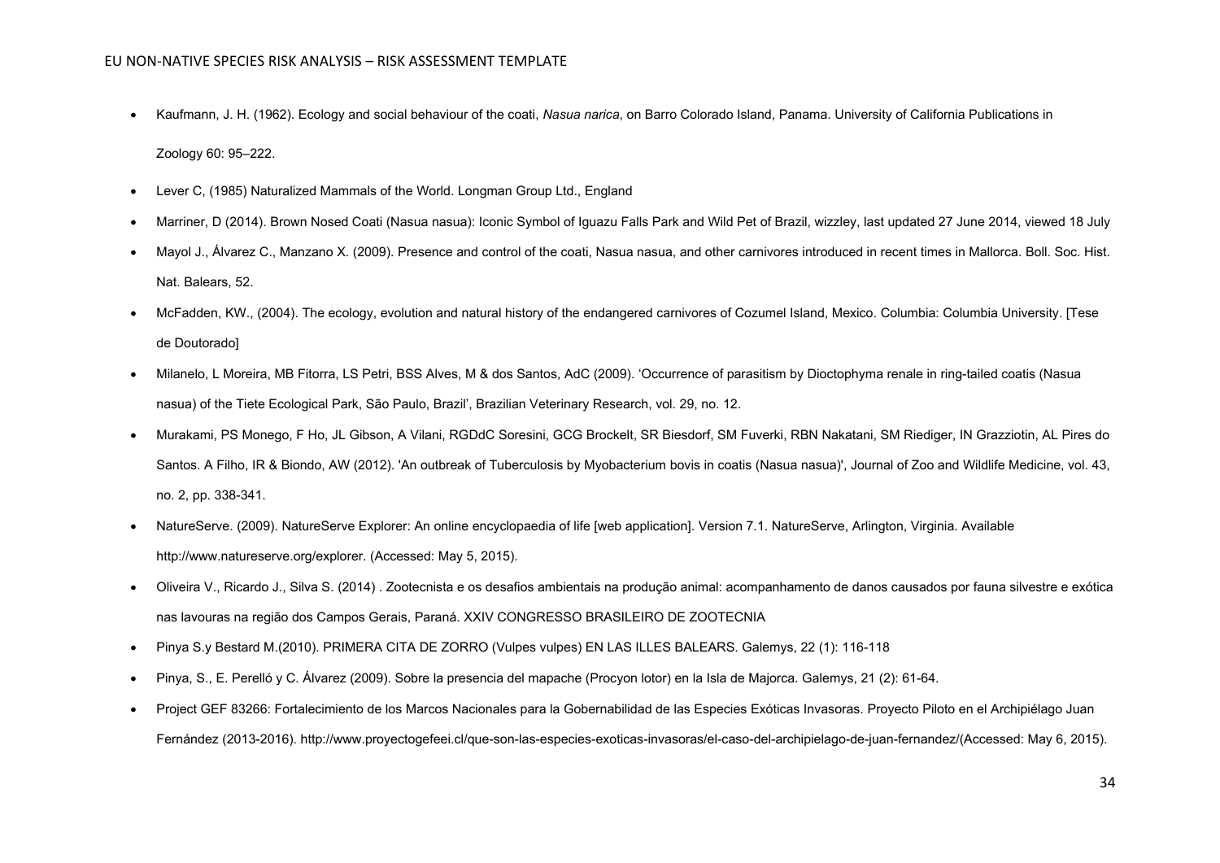- Kaufmann, J. H. (1962). Ecology and social behaviour of the coati, *Nasua narica*, on Barro Colorado Island, Panama. University of California Publications in Zoology 60: 95–222.
- Lever C, (1985) Naturalized Mammals of the World. Longman Group Ltd., England
- Marriner, D (2014). Brown Nosed Coati (Nasua nasua): Iconic Symbol of Iguazu Falls Park and Wild Pet of Brazil, wizzley, last updated 27 June 2014, viewed 18 July
- Mayol J., Álvarez C., Manzano X. (2009). Presence and control of the coati, Nasua nasua, and other carnivores introduced in recent times in Mallorca. Boll. Soc. Hist. Nat. Balears, 52.
- McFadden, KW., (2004). The ecology, evolution and natural history of the endangered carnivores of Cozumel Island, Mexico. Columbia: Columbia University. [Tese de Doutorado]
- Milanelo, L Moreira, MB Fitorra, LS Petri, BSS Alves, M & dos Santos, AdC (2009). 'Occurrence of parasitism by Dioctophyma renale in ring-tailed coatis (Nasua nasua) of the Tiete Ecological Park, São Paulo, Brazil', Brazilian Veterinary Research, vol. 29, no. 12.
- Murakami, PS Monego, F Ho, JL Gibson, A Vilani, RGDdC Soresini, GCG Brockelt, SR Biesdorf, SM Fuverki, RBN Nakatani, SM Riediger, IN Grazziotin, AL Pires do Santos. A Filho, IR & Biondo, AW (2012). 'An outbreak of Tuberculosis by Myobacterium bovis in coatis (Nasua nasua)', Journal of Zoo and Wildlife Medicine, vol. 43, no. 2, pp. 338-341.
- NatureServe. (2009). NatureServe Explorer: An online encyclopaedia of life [web application]. Version 7.1. NatureServe, Arlington, Virginia. Available http://www.natureserve.org/explorer. (Accessed: May 5, 2015).
- Oliveira V., Ricardo J., Silva S. (2014) . Zootecnista e os desafios ambientais na produção animal: acompanhamento de danos causados por fauna silvestre e exótica nas lavouras na região dos Campos Gerais, Paraná. XXIV CONGRESSO BRASILEIRO DE ZOOTECNIA
- Pinya S.y Bestard M.(2010). PRIMERA CITA DE ZORRO (Vulpes vulpes) EN LAS ILLES BALEARS. Galemys, 22 (1): 116-118
- Pinya, S., E. Perelló y C. Álvarez (2009). Sobre la presencia del mapache (Procyon lotor) en la Isla de Majorca. Galemys, 21 (2): 61-64.
- Project GEF 83266: Fortalecimiento de los Marcos Nacionales para la Gobernabilidad de las Especies Exóticas Invasoras. Proyecto Piloto en el Archipiélago Juan Fernández (2013-2016). http://www.proyectogefeei.cl/que-son-las-especies-exoticas-invasoras/el-caso-del-archipielago-de-juan-fernandez/(Accessed: May 6, 2015).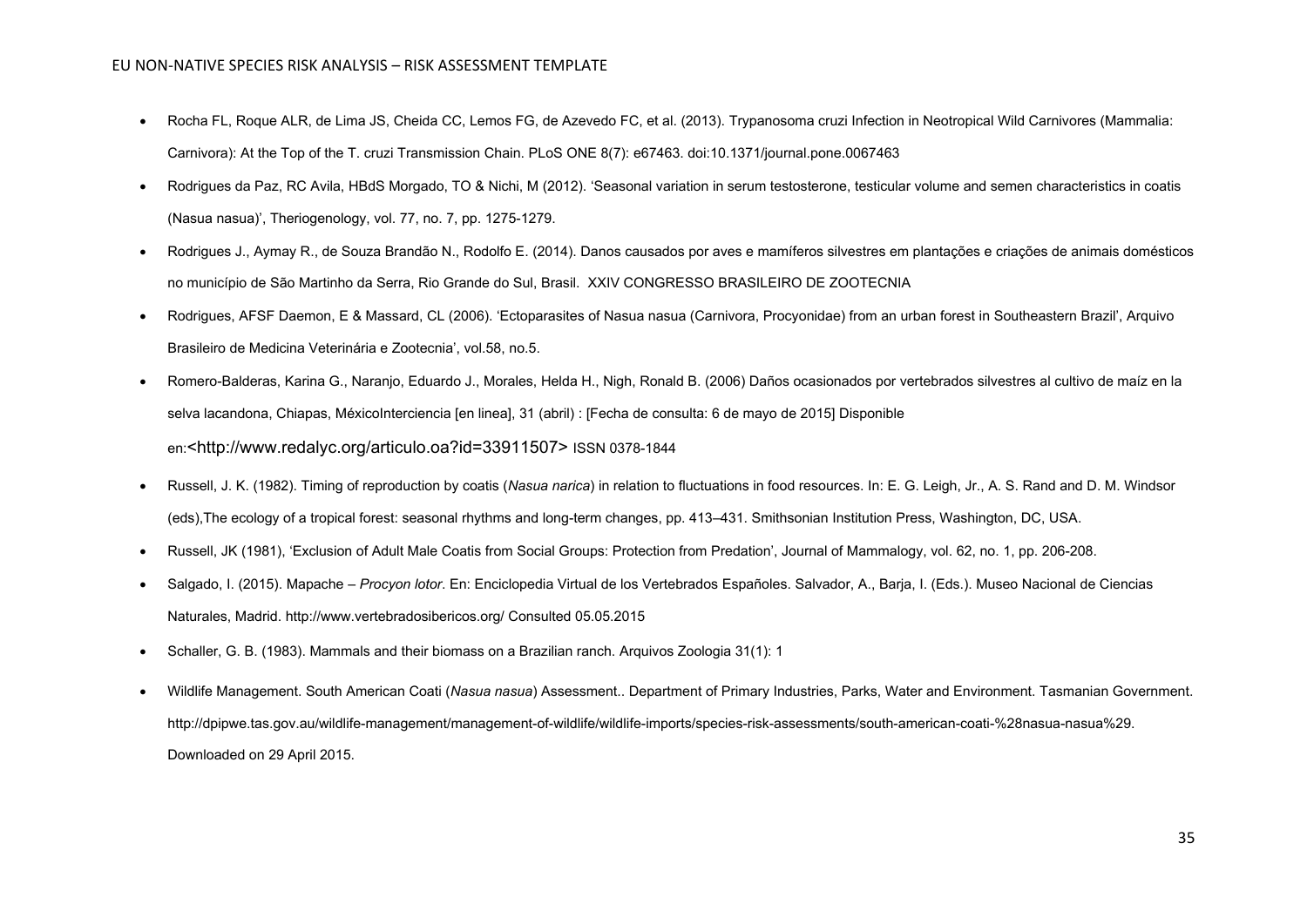- Rocha FL, Roque ALR, de Lima JS, Cheida CC, Lemos FG, de Azevedo FC, et al. (2013). Trypanosoma cruzi Infection in Neotropical Wild Carnivores (Mammalia: Carnivora): At the Top of the T. cruzi Transmission Chain. PLoS ONE 8(7): e67463. doi:10.1371/journal.pone.0067463
- Rodrigues da Paz, RC Avila, HBdS Morgado, TO & Nichi, M (2012). 'Seasonal variation in serum testosterone, testicular volume and semen characteristics in coatis (Nasua nasua)', Theriogenology, vol. 77, no. 7, pp. 1275-1279.
- Rodrigues J., Aymay R., de Souza Brandão N., Rodolfo E. (2014). Danos causados por aves e mamíferos silvestres em plantações e criações de animais domésticos no município de São Martinho da Serra, Rio Grande do Sul, Brasil. XXIV CONGRESSO BRASILEIRO DE ZOOTECNIA
- Rodrigues, AFSF Daemon, E & Massard, CL (2006). 'Ectoparasites of Nasua nasua (Carnivora, Procyonidae) from an urban forest in Southeastern Brazil', Arquivo Brasileiro de Medicina Veterinária e Zootecnia', vol.58, no.5.
- Romero-Balderas, Karina G., Naranjo, Eduardo J., Morales, Helda H., Nigh, Ronald B. (2006) Daños ocasionados por vertebrados silvestres al cultivo de maíz en la selva lacandona, Chiapas, MéxicoInterciencia [en linea], 31 (abril) : [Fecha de consulta: 6 de mayo de 2015] Disponible en:<http://www.redalyc.org/articulo.oa?id=33911507> ISSN 0378-1844
- Russell, J. K. (1982). Timing of reproduction by coatis (*Nasua narica*) in relation to fluctuations in food resources. In: E. G. Leigh, Jr., A. S. Rand and D. M. Windsor (eds),The ecology of a tropical forest: seasonal rhythms and long-term changes, pp. 413–431. Smithsonian Institution Press, Washington, DC, USA.
- Russell, JK (1981), 'Exclusion of Adult Male Coatis from Social Groups: Protection from Predation', Journal of Mammalogy, vol. 62, no. 1, pp. 206-208.
- Salgado, I. (2015). Mapache – *Procyon lotor*. En: Enciclopedia Virtual de los Vertebrados Españoles. Salvador, A., Barja, I. (Eds.). Museo Nacional de Ciencias Naturales, Madrid. http://www.vertebradosibericos.org/ Consulted 05.05.2015
- Schaller, G. B. (1983). Mammals and their biomass on a Brazilian ranch. Arquivos Zoologia 31(1): 1
- Wildlife Management. South American Coati (*Nasua nasua*) Assessment.. Department of Primary Industries, Parks, Water and Environment. Tasmanian Government. http://dpipwe.tas.gov.au/wildlife-management/management-of-wildlife/wildlife-imports/species-risk-assessments/south-american-coati-%28nasua-nasua%29. Downloaded on 29 April 2015.